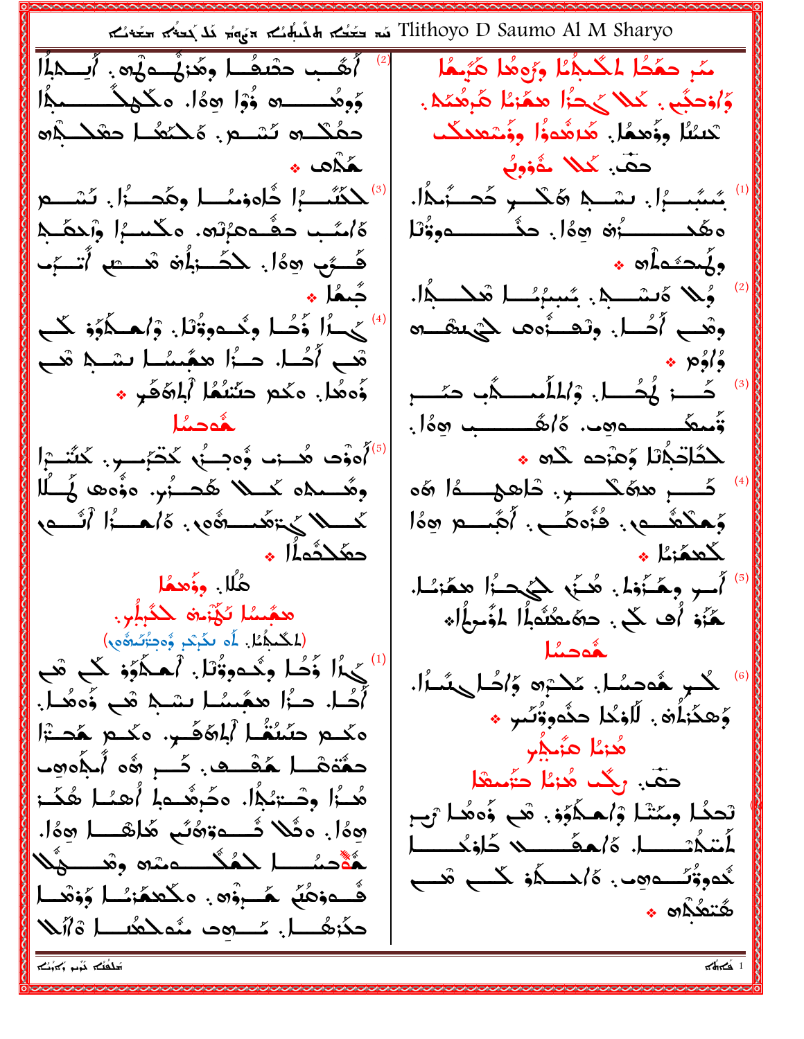ܡܢ ܚܫܘܟܐ ܠܢܘܗܪܐ ܘܪܘܡܐ ܐܪܝܡܐ

ܘܐܘܕܥܢ. ܥܠ ܝܘܡܐ ܡܪܢܝܐ ܐܪܡܝܬ.

ܬܟܠܬܐ ܘܨܘܡܐ. ܡܕܗܘܪܐ ܘܡܫܬܡܥܢܐ

ܚܬܒ. ܥܠ ܫܘܪܝܐ

(1) ܡܫܝܚܐ. ܢܣܒ ܗܘܠܟܝ ܟܢܫܬܐ. ܘܗܠܟܬ ܗܘܬ. ܒܟܘܪ̈ܝܐ ܘܬܝܒܘܬܗ

(2) ܘܠܐ ܗܢܫܒ. ܡܫܝܚܐ ܫܒܩܬܐ. ܘܗܘ ܐܚܐ. ܘܢܬܦܪܥܘܢ ܚܛܝ̈ܬܗ ܘܐܘܦܝ

(3) ܟܕ ܗܘܐ. ܘܐܬܐܡܢܬ ܒܗ. ܬܡܢܝܐ ܕܗܘܐ. ܘܐܦܩܬ ܗܘܬ. ܠܟܠܗܝܢ ܘܢܘܗܪ ܠܗ

(4) ܟܕ ܡܘܠܟܢ. ܕܐܬܝܗܒ ܠܗ. ܘܡܠܟܘܬܗ. ܦܘܩܕܢܐ. ܐܬܝܩܢ ܗܘܐ. ܠܥܡܡܐ

(5) ܐܝܟ ܘܡܬܪܐ. ܡܛܠ ܕܝܗܒ ܡܪܢܐ. ܡܪܢ ܐܦ ܠܢ. ܒܡܫܘܬܦܘܬܐ ܠܐܘܡܢܐ.

ܩܘܠܐ

(6) ܟܠ ܩܘܠܐ. ܡܠܬܗ ܘܐܘܡܢܘܬܐ. ܘܥܒܕܘܗܝ. ܠܐܘܟܠ ܒܗܘܬܬܗ

ܡܪܢܐ ܡܪܝܡ

ܒܥܕ. ܪܚܡ ܡܪܢܐ ܕܡܪܝܡܐ

ܬܟܠܐ ܘܡܢܬܐ ܘܐܬܟܠܐ. ܗܘ ܕܗܘܐ ܪܝܫ ܐܠܡܐ. ܘܐܬܒܬ ܠܟ ܗܘ ܡܘܕܝܢܝܢ. ܘܐܬܒܬ ܠܟ ܗܘ ܡܫܒܚܝܢ.

(2) ܐܝܟ ܡܫܝܚܐ ܘܡܫܬܒܚܢ. ܐܝܟܢܐ ܘܢܘܚܡܗ ܗܘܐ. ܘܠܡܣܒ ܒܫܠܡܗ ܢܗܘܐ. ܘܠܡܥܒܕ ܒܢܝܐ ܒܗ ܚܕܘܬܐ.

(3) ܠܟܢܫܬܐ ܕܐܬܪܝܟܐ ܘܡܫܝܚܐ. ܢܗܝܪ ܘܐܬܝܗܒ ܒܝܫܘܥܗ. ܘܟܠܢܐ ܘܐܬܡܠܟ ܩܘܡ ܗܘܐ. ܠܟܬܒܐ ܐܬܩܪܐ ܚܝܐ.

(4) ܡܢ ܐܦ ܩܕܝܫܐ ܘܡܫܝܚܐ. ܘܐܬܝܗܒ ܠܗ ܡܢ ܐܒܐ. ܡܢ ܗܘ ܕܡܫܝܚܐ ܢܣܒ ܡܢ ܩܘܠܐ. ܘܡܢ ܬܫܒܘܚܬܐ ܐܬܢܨܚ.

ܡܘܥܝܬܐ

(5) ܐܘܦܝ ܗܟܢ ܘܡܫܝܚܐ ܠܥܠܡܐ. ܘܡܫܒܚܝܢ ܥܠ ܩܕܡܝܗ. ܘܗܘܢ ܠܐܘܡܢܐ. ܥܠ ܡܠܟܘܬܗ. ܘܐܝܬ ܐܢܫ. ܒܡܫܘܬܦܘܬܐ.

ܩܘܠܐ. ܘܨܘܡܐ

ܡܫܝܚܐ ܢܘܗܪܗ ܠܥܠܡ

(ܠܟܢܫܬܐ. ܐܘ ܥܕܬܐ ܕܡܕܝܢܬܐ)

(1) ܟܕ ܐܬܐ ܘܡܫܝܚܐ. ܐܬܓܠܝ ܠܢ ܡܢ ܐܒܐ. ܒܝܬ ܐܠܗܐ ܡܫܝܚܐ ܢܣܒ ܡܢ ܩܘܡܐ. ܘܡܢ ܕܡܫܝܚܐ ܐܢܫܐ. ܘܡܢ ܩܘܡܐ ܗܘ ܐܝܟ ܐܬܝܗܒ. ܡܢ ܐܒܐ ܘܡܫܝܚܐ. ܘܡܢ ܩܘܡܐ ܐܦ ܗܘ. ܘܐܬܝܗܒ ܠܗ ܗܘܐ. ܡܫܝܚܐ ܠܡܫܠܡܘ ܘܡܫܝܚܐ. ܘܡܢ ܩܘܡܐ ܗܘ. ܘܡܫܒܚܝܢ ܘܡܫܝܚܐ. ܘܩܘܡܐ ܗܘ ܡܫܠܡܢܐ ܘܐܬܐ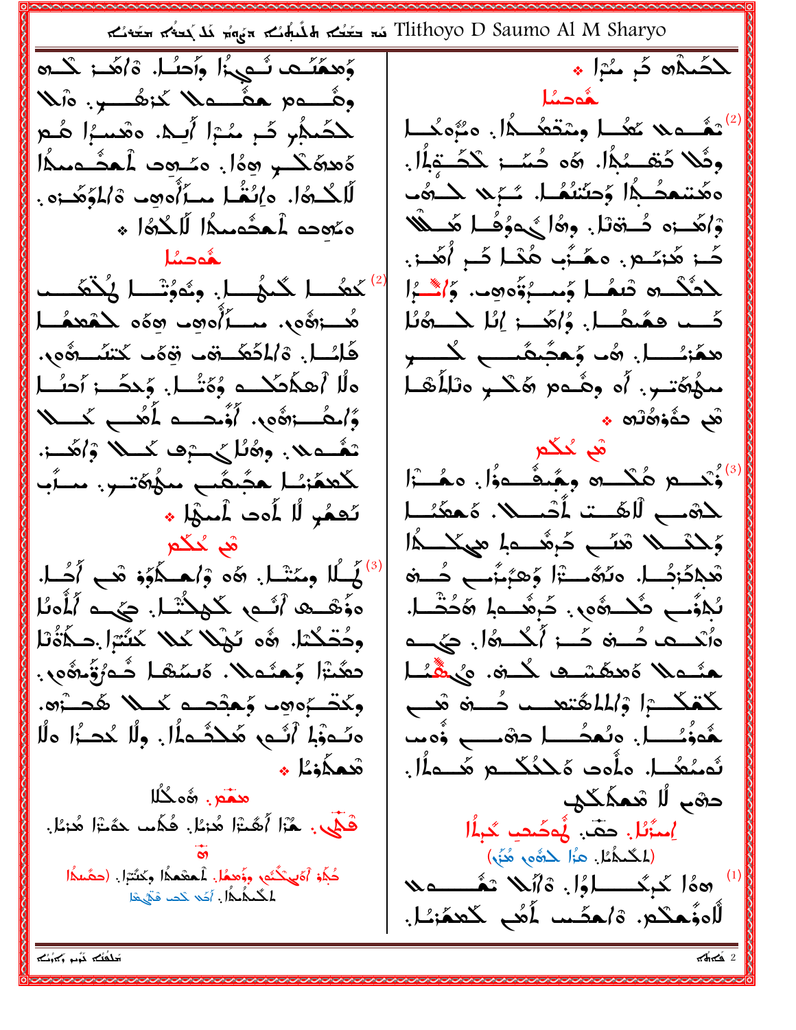ܠܚܰܝܠܳܘܗ̱ܝ ܕܡܳܪܝܳܐ ܀

ܩܳܘܠܳܐ

(2) ܬܽܘܒ ܢܫܰܠܶܡ ܠܫܰܠܡܳܐ ܘܡܶܬܢܰܨܚܳܢܳܐ. ܘܡܪܰܘܡܳܐ ܘܟܠ ܕܒܰܫܪܳܐ. ܗܳܘ ܕܚܰܝܶܐ ܠܟܰܢܺܝܫܳܬܳܐ. ܘܡܶܬܢܰܨܒܳܐ ܕܡܰܕܢܚܳܐ. ܕܢܶܦܰܩ ܠܘܳܬܗ̇ ܘܐܰܡܰܪ ܕܫܰܠܡܳܐ. ܘܗܳܐ ܡܫܰܡܠܳܐ ܡܶܢܗ ܕܰܐܢܳܐ ܡܰܢܳܐ. ܘܡܰܩܪܶܒ ܕܶܝܢ ܕܳܐܶܪ ܐܘܽܪܚܳܐ. ܠܒܰܬܪܶܗ ܦܠܰܚ ܘܡܰܕܒܪܳܢܶܗ. ܘܐܶܬܚܙܝ ܟܰܕ ܡܫܰܡܫܳܐ. ܘܐܰܡܰܪ ܐܰܢܳܐ ܠܗܰܘܢܳܐ ܡܗܰܝܡܢܳܐ. ܗܽܘ ܘܡܫܰܒܚܳܐ ܠܟܽܠ ܡܶܢ ܡܰܠܟܽܘܬܳܐ. ܐܳܘ ܘܚܰܝܠܶܗ ܕܟܠ ܘܬܶܫܒܽܘܚܬܳܐ ܡܶܢ ܕܪܳܪܽܘܗ̱ܝ ܀

ܡܶܢ ܥܳܠܰܡ

(3) ܢܽܘܗܪܳܐ ܕܟܠܗ ܘܚܰܝܶܐ ܕܟܘܠܐ. ܘܡܰܠܟܳܐ ܠܟܽܠ ܚܳܝܶܐ ܐܰܦ ܐܰܝܟܰܢ. ܘܡܶܬܪܰܢܝܳܢܳܐ ܘܠܟܽܠ ܡܶܢ ܕܰܡܗܰܝܡܶܢ ܒܡܫܺܝܚܳܐ ܡܶܬܬܰܪܦܳܐ. ܘܡܶܬܚܰܣܝܳܢܳܐ ܘܡܰܥܒܪܳܢܳܐ ܕܝܠܗ ܢܦܰܩ ܡܰܠܟܽܘܬܶܗ. ܕܰܫܡܰܝܳܐ ܘܰܐܪܥܳܐ. ܘܐܶܬܚܰܙܝ ܒܗ ܕܶܝܢ ܐܰܠܳܗܳܐ. ܠܡܫܰܡܫܳܢܶܐ ܘܠܡܫܰܒܚܳܢܶܐ ܗܘܰܘ ܡܶܢ ܕܚܰܝܠܳܐ. ܘܡܫܰܡܫܳܢܳܐ ܕܥܰܠܡܳܐ. ܘܐܰܦ ܗܘ ܡܰܠܟܳܐ ܠܳܐ ܡܶܫܬܰܠܛܳܢܳܐ.

ܐܶܡܰܪ: ܘܚܰܕ ܦܽܘܪܩܳܢ ܕܚܰܝܶܐ.
(ܠܡܰܠܟܳܐ. ܗܳܢܳܐ ܠܗܘ̈ܢ ܗ̄ܢ)

(1) ܗܳܘ ܕܒܰܫܪܳܐ. ܘܐܰܡܰܪ ܬܶܫܒܽܘܚܬܳܐ ܠܐܰܒܳܐ ܘܰܠܒܪܳܐ ܠܥܰܠܡܺܝܢ.

ܘܡܫܰܡܫܶܐ ܫܰܡܰܝܳܐ ܘܐܰܪܥܳܐ. ܘܐܰܡܰܪ ܠܗ ܘܡܶܛܽܠ ܗܳܢܳܐ ܡܰܠܟܳܐ. ܘܐܰܡܰܪ ܠܡܶܐܟܰܠ ܕܶܝܢ ܡܶܢܶܗ ܐܰܝܟ. ܘܥܰܡܡܶܐ ܥܰܡ ܘܚܰܝܠܳܘܗ̱ܝ ܗܳܘ. ܘܡܶܢܗܽܘܢ ܠܫܽܘܒܚܳܐ ܠܰܐܠܳܗܳܐ. ܘܒܰܪܢܳܫܳܐ ܡܫܰܡܗܶܝܢ ܘܐܶܬܬܰܥܺܝܪܽܘ. ܘܡܰܥܒܕܝܢ ܫܽܘܒܚܳܐ ܠܰܐܠܳܗܳܐ ܀

ܩܳܘܠܳܐ

(2) ܟܰܢܺܝܫܳܐ ܠܥܺܕܬܳܐ. ܘܫܰܒܰܚ ܠܡܳܪܝܳܐ ܡܫܺܝܚܳܐ. ܡܫܰܒܚܺܝܢ ܗܘܰܘ ܠܡܶܫܬܥܳܝܳܐ ܘܠܰܡܩܰܕܫܽܘ. ܕܰܐܬܰܪܥܝܰܬ ܡܶܢ ܟܬܶܒܰܝܗܽܘܢ. ܘܠܳܐ ܐܶܬܬܰܟܠܰܢ ܘܰܒܢܰܝܗ̇. ܘܥܰܕܡܳܐ ܐܰܝܟܰܢ ܘܐܶܬܦܰܢܝܽܘܗܝ. ܐܰܘܪܶܫ ܠܶܗ ܠܢܰܦܫܳܐ ܬܳܘܕܝܬܳܐ. ܘܗܳܐ ܐܶܬܚܙܝ ܠܟܽܠ ܘܐܰܡܰܪ: ܠܥܰܡܡܶܐ ܡܫܺܝܚܳܐ ܡܗܰܝܡܢܳܐ. ܡܳܪܝ ܢܶܥܒܶܕ ܠܳܐ ܢܶܗܘܶܐ ܠܰܢ ܀

ܡܶܢ ܥܳܠܰܡ

(3) ܢܽܘܗܪܳܐ ܘܡܰܠܟܳܐ. ܗܽܘ ܘܐܶܬܩܰܕܰܫ ܡܶܢ ܐܰܚܳܐ. ܘܐܰܒܪܶܗ ܐܰܢܬ ܠܡܰܠܟܽܘܬܳܐ. ܕܶܝܢ ܐܰܝܟ ܐܰܡܳܐ ܘܫܒܰܚܬܳܐ. ܗܳܘ ܢܶܬܰܢ ܠܟܽܠ ܟܬܺܝܒܳܐ. ܕܰܡܥܰܬܳܐ ܘܡܶܢܛܳܪܐ. ܘܫܶܡܫܳܐ ܕܒܽܘܪܟܬܗܽܘܢ. ܘܠܰܡܫܰܡܗܽܘܢ ܘܡܫܰܡܫܽܘ ܠܟܽܠ ܡܶܢ ܕܫܰܡܗ. ܘܡܶܫܬܰܡܠܝܳܐ ܐܰܢܬ ܡܰܠܟܽܘܬܳܐ. ܘܠܳܐ ܡܶܫܬܪܶܐ ܘܠܳܐ ܡܶܫܬܰܠܛܳܢܳܐ ܀

ܡܶܫܚܳܐ. ܩܳܘܠܳܐ

ܦܶܬܓܳܡܳܐ: ܗܳܢܳܐ ܐܰܦ ܗܳܢܳܐ ܡܳܪܝܳܐ. ܦܘܽܪܩܳܢ ܕܰܡܫܰܪܳܐ ܡܳܪܝܳܐ.

ܗ

ܫܒܽܘ ܐܰܘܪܰܚ ܠܡܫܰܡܫܳܢܶܐ. (ܡܶܫܚܳܐ)
ܠܡܰܠܟܳܐ. ܐܰܦ ܠܗ ܦܶܬܓܳܡܐ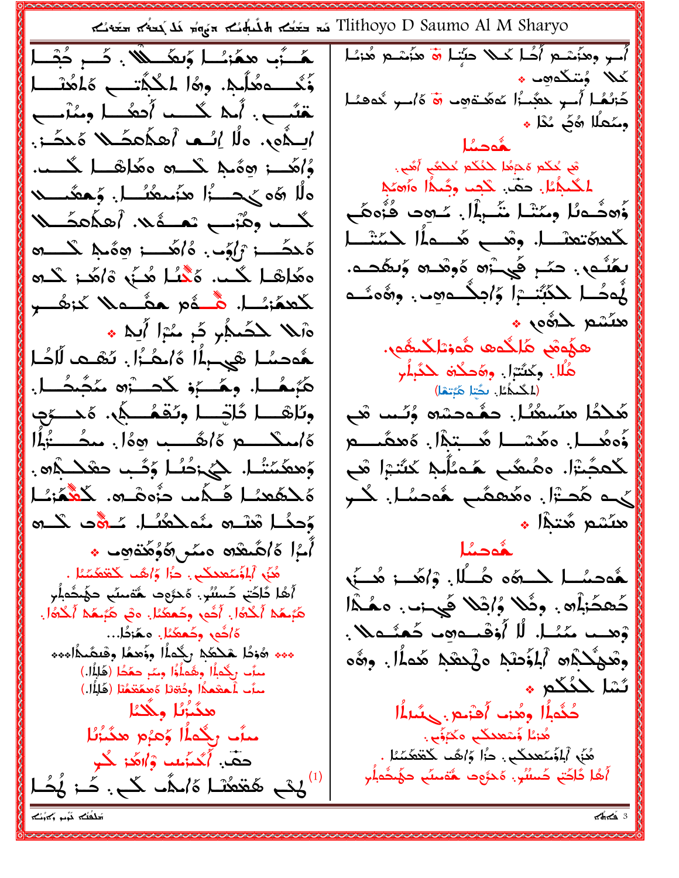ܐܝܟ ܕܡܢܫܢ ܐܚܐ ܠܟܠ ܚܝ̈ܐ ܗ̄ ܡܢܫܢ ܡܫܢܐ
ܠܟܠ ܕܡܬܟܠܝܢ ܀
ܒܪܢܫܐ ܐܝܟ ܚܫܝܫܐ ܡܫܬܘܕܝܢ ܗ̄ ܘܐܝܟ ܬܘܒܢܐ
ܘܡܫܠܐ ܗܘ̈ܐ ܠܗ ܀

## ܣܘܓܝܬܐ

ܩܘ ܠܟܘܢ ܕܝܘܡܐ ܠܟܠܟܘܢ ܠܟܠܝܢ ܐܚܐ.
ܠܡܫܝܚܐ. ܚܕ̈ܝ. ܠܟܝ ܕܒܬܐ ܘܐܡܐ

ܙܘܥܐ ܘܡܢܐ ܕܒܝܬܐ. ܟܕ ܗܘܐ ܦܘܪܩܢ
ܠܡܫܝܚܢܐ. ܘܩܠܐ ܕܚܕܘܬܐ ܠܥܢ̈ܝܐ.
ܠܗܘܢ. ܚܢܢ ܦܝܫܝܢ ܘܢܗܘܐ ܘܢܐܡܪ.
ܠܗܘ ܠܐܠܗܐ ܕܐܒܗܬܢ. ܘܗܘܝܘ
ܡܫܒܚ ܒܟܠܗ ܀

ܗܘܝܘ ܕܐܠܗܐ ܗܘܐ ܠܒܪܢܫܐ.
ܥܠܐ. ܘܡܫܪܐ. ܘܗܘܐ ܠܡܫܝܚܐ
(ܠܡܫܝܚܐ. ܒܝܬ ܥܢܝܢܐ)

ܡܠܟܐ ܡܫܝܚܐ. ܕܥܡܗ ܘܚܝܐ ܕܝܢ
ܕܡܠܐ. ܘܡܫܠܡ ܡܫܝܚܐ. ܘܡܫܡܫ
ܠܡܫܝܚܐ. ܘܡܫܒܚ ܥܕܡܐ ܠܥܠܡܐ ܕܝܢ
ܠܗ ܡܫܝܚܐ. ܘܡܫܡܫ ܣܘܓܝܬܐ. ܠܟܠ
ܡܫܒܚ ܡܫܝܚܐ ܀

## ܣܘܓܝܬܐ

ܣܘܓܝܬܐ ܠܗܘ ܡܠܐ. ܘܐܡܪ ܡܠܐ
ܕܡܫܝܚܐ. ܘܡܠܐ ܘܐܬܐ ܦܝܫܝܢ. ܘܡܫܡܫ
ܘܡܢ ܡܢܝܢܐ. ܠܐ ܐܦܫܘܢ ܒܫܡܫܐ.
ܘܡܩܒܠܝܢ ܐܠܗܝܢ ܘܠܡܫܝܚܐ ܡܠܐ. ܘܗܘ
ܢܬܠ ܠܟܠܟܘܢ ܀

ܒܬܘܠܬܐ ܘܡܢܗ ܐܦܪܝܡ. ܚܕܝܬܐ
ܡܪܢܐ ܡܫܝܚܢܐ ܘܡܫܡܫܢܐ
ܡܪܝ ܐܠܗܐ ܕܫܡܝܐ. ܕܐܢܐ ܘܐܬܐ ܠܥܠܡܝܢ.
ܐܘܠܐ ܕܐܬܝ ܟܣܝܐ. ܘܡܫܘܕܥ ܫܡܫܢ ܘܡܫܡܫܢܐ

ܡܫܪܐ ܡܫܪܝܐ ܘܡܫܘܕܥܐ. ܨܒܐ ܠܟ ܡܫܒܚܝܢ.
ܘܐܬܐ ܕܫܡܝܐ ܫܡܫܐ. ܘܡܫܒܚܝܢ ܗܘ ܡܫܝܚܐ
ܡܢ ܟܠ ܘܥܡܗ ܐܦ ܕܡܫܒܚܝܢ. ܘܡܫܡܫܝܢ.
ܘܢܦܩ ܠܟܠܗ ܘܐܬܐ. ܥܠ ܫܘܒܚܐ
ܘܡܫܡܫܢܐ ܕܐܬܝܢ. ܘܐܡܪ ܚܕ. ܡܫܝܚܐ
ܩܘܡܝ ܘܡܫܝܚܐ. ܘܢܫܒܚ ܥܡ ܒܪܝܬܐ. ܘܗܘ
ܠܡܫܝܚܐ ܩܕܡܝܐ ܡܫܝܚܐ. ܘܡܫܒܚܝܢ ܠܗ.
ܠܐ ܗܘܐ ܠܚܕ ܐܢܫ ܡܢ ܡܫܝܚܐ. ܘܐܬܐ ܠܗ
ܡܫܝܚܐ ܘܡܫܒܚܢܐ. ܘܥܡܗ ܒܬܘܠܬܐ. ܘܡܫܒܚܝܢ
ܘܡܫܡܫܢܐ. ܘܚܕܐ ܡܫܝܚܐ ܟܠܗ. ܘܐܚܪܢܐ
ܫܡܝܐ ܠܟܠ. ܘܠܗܘܢ ܡܫܒܚܝܢ.
ܘܡܫܝܚܐ ܚܕ ܘܡܫܝܚܢܐ. ܐܝܟ ܕܐܡܪ ܠܗ
ܐܦܪܝܡ ܕܐܝܬܘܗܝ ܘܡܫܡܫܢܐ ܕܫܡܝܐ ܀

ܡܢܘ ܐܠܗܐ ܡܫܝܚܢܐ. ܕܝܢ ܘܐܬܐ ܠܚܕ ܡܫܝܚܐ.
ܐܬܐ ܕܐܬܝ ܟܣܝܐ. ܘܡܫܘܕܥ ܫܡܫܢ ܘܡܫܡܫܢܐ
ܡܪܢܐ ܐܠܗܐ. ܐܬܐ ܘܡܫܝܚܐ. ܘܡܢ ܡܫܝܚܐ ܐܠܗܐ.
ܘܐܬܐ ܘܡܫܝܚܐ. ܘܡܫܒܚܢܐ...

ܗܘܐ ܡܫܝܚܐ ܪܘܚܐ ܘܡܫܝܚܐ ܘܡܫܡܫܢܐ
ܡܢ ܪܘܚܐ ܘܡܫܝܚܐ ܘܡܢ ܡܫܝܚܐ (ܩܢܝܢܐ)
ܡܢ ܐܠܗܐ ܘܡܫܝܚܐ ܘܡܫܡܫܢܐ (ܩܢܝܢܐ)

## ܡܕܒܪܢܐ ܘܡܠܟܐ

ܡܢ ܪܘܚܐ ܘܡܫܝܚܐ ܡܕܒܪܢܐ
ܚܕ. ܐܬܐ ܘܐܡܪ ܠܟ
ܠܟ ܡܫܒܚܝܢ ܘܐܡܪ ܠܟ. ܟܕ ܢܗܘܐ[1]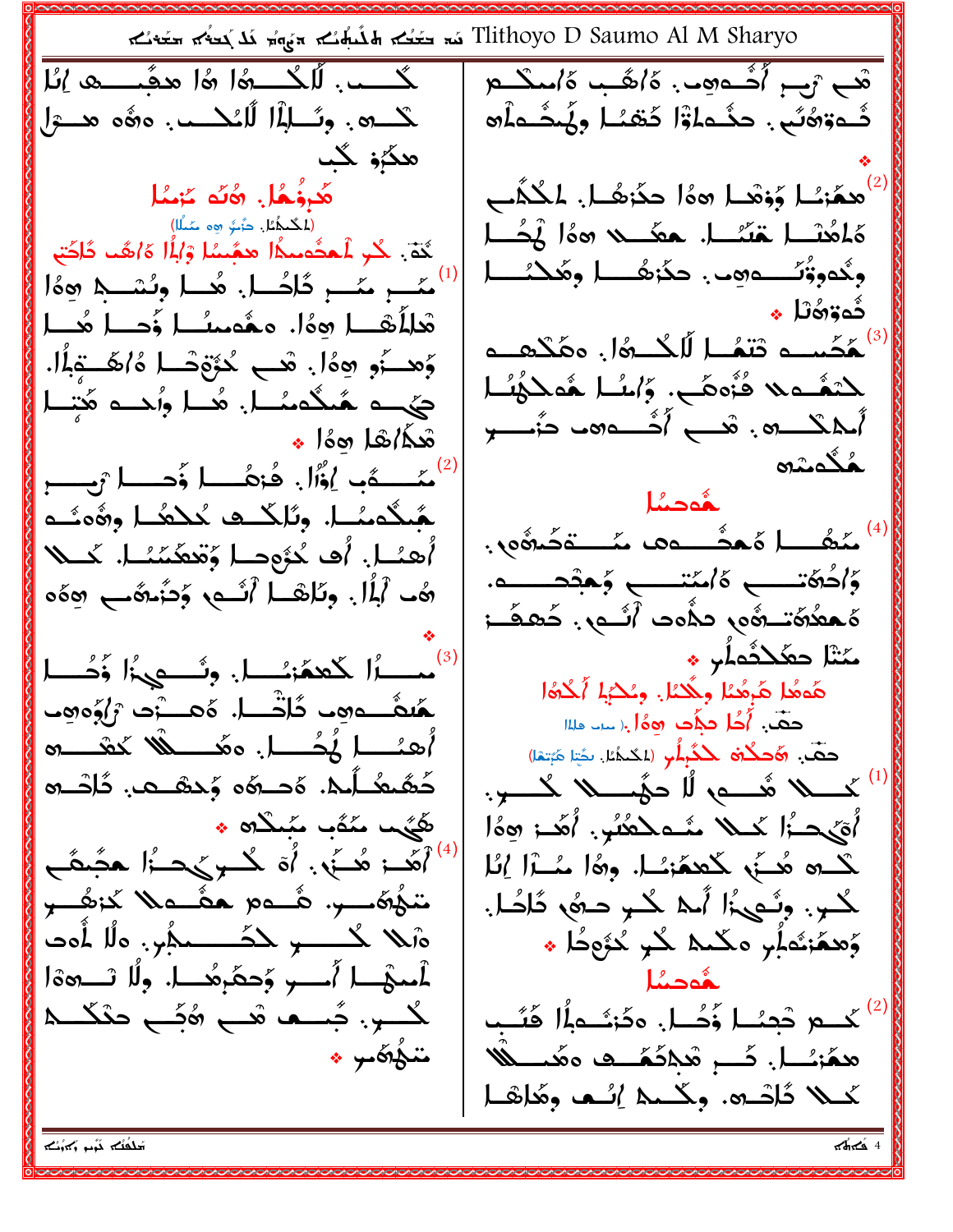ܩܘܡ ܪܒ ܐܚܘܗܝ. ܘܐܩܝܡ ܘܐܫܟܚܗ
ܬܘܕܘܬܐ. ܒܬܠܡܝܕܘܬܐ ܕܟܝܢܐ ܘܟܝܢܘܬܗ ❖

(2) ܡܫܪܝܐ ܙܘܓܐ ܗܘܐ ܒܬܪܥܐ. ܠܟܠܗܝܢ
ܡܫܢܝܬܐ ܩܢܝܢܐ. ܡܟܝܠ ܗܘܐ ܠܐܒܐ
ܘܬܘܕܝܬܗܘܢ. ܒܬܪܥܐ ܘܡܟܠܬܐ
ܬܘܕܝܬܐ ❖

(3) ܡܟܣܐ ܕܝܢܐ ܠܐܟܠܗܘܢ. ܘܡܟܠܝܢ
ܠܬܚܘܡ ܦܘܡܗ. ܘܐܢܐ ܡܘܠܟܢܐ
ܐܠܗܟܘܢ. ܩܘܡ ܐܚܘܗܝ ܕܪܚܝܩ
ܡܠܟܘܬܗ

**ܡܘܕܝܐ**

(4) ܡܫܝܚܐ ܘܡܚܘܐ ܡܬܟܪܙܐ.
ܘܐܦܐ ܕܥܝܢܐ ܘܕܝܢܐ.
ܘܡܢܝܚܢܘܬܐ ܠܗܘܢ ܐܬܝ. ܒܡܫܝܚ
ܡܫܝܚ ܒܡܠܟܘܬܐ ❖

**ܩܘܡܐ ܬܪܝܢܐ ܘܬܠܝܬܝܐ. ܘܬܠܝܬܐ ܐܝܟܢܐ**

ܒܩܠ. ܐܢܐ ܒܠܝܐ ܗܘܐ. (ܚܕ ܩܠܐ)

ܒܩܠ. ܡܫܒܚܐ ܒܒܝܬܐ (ܠܡܫܝܚܐ. ܒܬܪܢܐ ܦܪܝܫܐ)

(1) ܟܠ ܩܘܡ ܠܐ ܒܩܘܡܠ ܟܠܗ.
ܐܝܟܢܐ ܟܠ ܡܘܠܟܢܐ. ܐܡܪ ܗܘܐ
ܟܠܗ ܡܢܗ ܠܡܫܝܚܐ. ܘܗܘ ܡܪܐ ܐܢܐ
ܟܠܗ. ܘܢܗܘܐ ܐܝܟ ܟܠܗ ܒܗ ܕܐܬܐ.
ܘܡܫܬܥܝܢ ܡܠܟܐ ܟܠ ܚܘܕܬܐ ❖

**ܡܘܕܝܐ**

(2) ܟܠܗ ܒܢܝܐ ܙܕܩܐ. ܘܕܪܘܫܐ ܩܢܝ
ܡܫܝܚܐ. ܟܠ ܡܬܚܫܒܝܢ ܘܡܩܝܠ
ܟܠ ܕܐܬܐ. ܘܟܠܗ ܐܢܫ ܘܡܠܐܟܐ

ܟܠܗ. ܠܐܟܠܗܘܢ ܗܘܐ ܡܫܝܚܐ ܐܢܐ
ܟܠܗ. ܘܢܗܘܐ ܠܐܟܠܗ. ܘܗܘ ܡܪܐ
ܡܠܟ ܟܠ

**ܡܪܝܡܐ. ܩܘܡ ܬܪܝܢܐ**

(ܠܡܫܝܚܐ. ܕܢܦܩ ܗܘܐ ܡܢܐ)

ܒܩܠ. ܟܠ ܐܠܗܘܬܐ ܡܫܝܚܐ ܘܐܢܐ ܘܐܦ ܕܐܬܝ

(1) ܡܫܝܚ ܡܫܝܚ ܕܐܬܐ. ܗܘܐ ܘܢܚܬ ܗܘܐ
ܡܠܐܟܐ ܗܘܐ. ܘܡܫܝܚܐ ܙܕܩܐ ܗܘܐ
ܘܡܫܪܐ ܗܘܐ. ܩܘܡ ܟܠ ܥܘܒܕܐ ܘܐܦܩܬܐ.
ܡܢ ܗܝ ܡܫܝܚܘܬܐ. ܗܘܐ ܘܐܢܫ ܟܠܗ
ܡܠܐܟܐ ܗܘܐ ❖

(2) ܡܫܝܚ ܐܢܐ. ܦܪܘܩܐ ܙܕܩܐ ܪܒܐ
ܡܫܝܚܘܬܐ. ܘܡܠܟܐ ܟܠܗ ܘܗܘ
ܐܢܫܐ. ܐܦ ܟܠ ܥܘܒܕܐ ܘܡܫܝܚܐ. ܟܠܗ
ܗܘ ܐܢܐ. ܘܢܬܒܐ ܐܝܬܘܗܝ ܘܡܫܝܚ ܗܘܐ ❖

(3) ܡܪܐ ܠܡܫܝܚܐ. ܘܡܫܝܚܐ ܙܕܩܐ
ܡܠܟܘܬܗ ܕܐܬܐ. ܘܡܪܐ ܪܘܚܗ
ܐܢܫܐ ܢܦܠ. ܘܡܠܟ ܟܠܗ
ܒܫܡܝܐ. ܘܒܐܪܥܐ ܘܒܚܕܐ ܕܐܬܗ
ܚܝܠ ܡܠܟ ܡܫܝܚܗ ❖

(4) ܐܡܪ ܡܢ ܠܟ. ܐܘ ܟܠܒܪܢܫܐ ܡܫܒܚܐ
ܬܘܕܝܬܐ. ܩܘܡ ܡܫܒܚ ܠܬܪܥܐ
ܘܟܠ ܟܠ ܒܟܢܫܐ. ܘܠܐ ܐܝܬ
ܐܡܝܢܐ ܐܢܐ ܘܒܡܫܝܚܐ. ܘܠܐ ܬܗܘܐ
ܟܠܗ. ܒܗ ܩܘܡ ܗܘ ܒܟܠ
ܬܘܕܝܬܐ ❖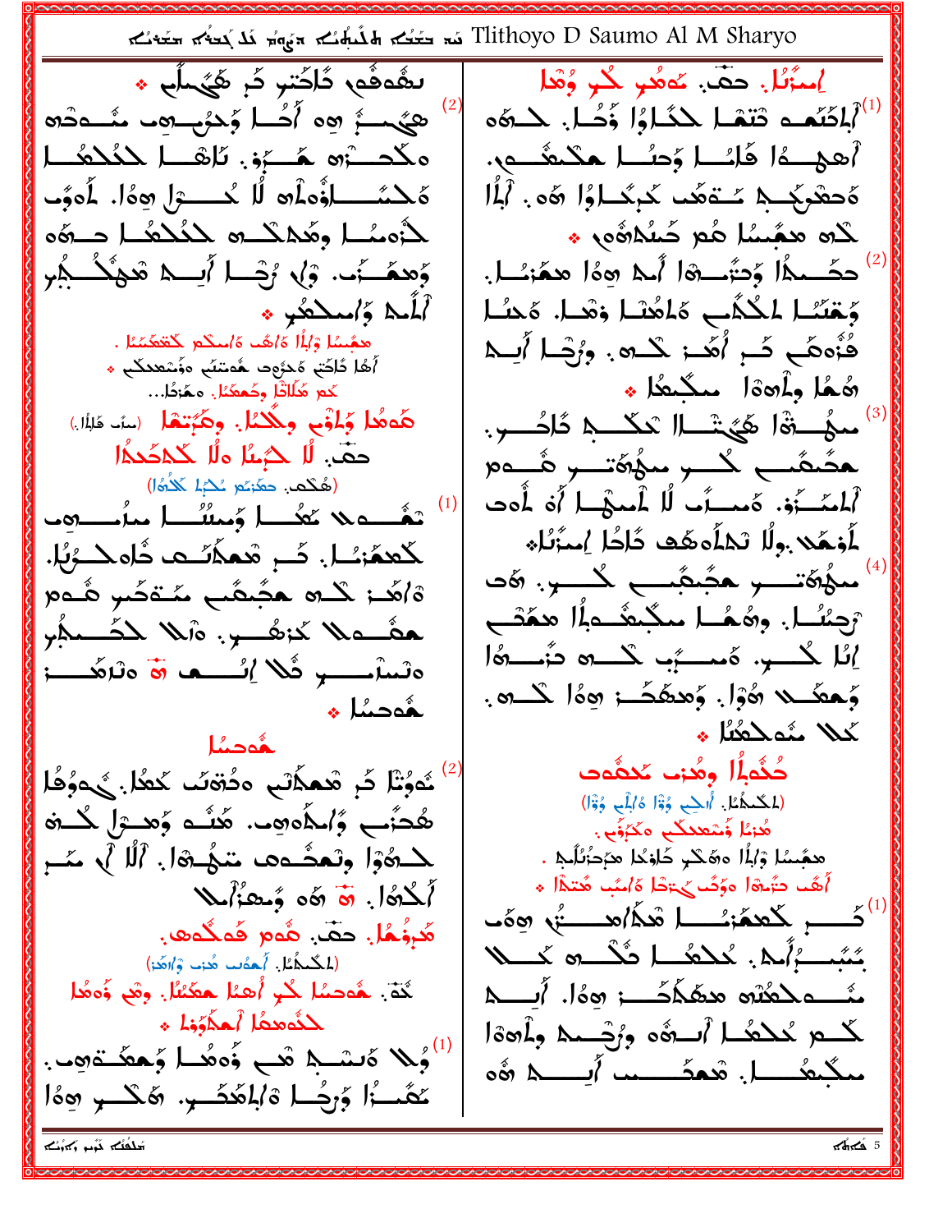ܐܶܣܛܺܝܟܽܘܢ. ܒܩܳܠ: ܥܽܘܕܪܳܢ ܟܽܠ ܘܰܥܠܳܐ

[1] ܐܳܠܳܗܳܐ ܕܬܰܝܒܽܘܬܳܐ ܠܚܰܛܳܝܶܐ ܝܰܗܒ. ܠܗܰܘ
ܐܰܗܦܶܟ݂ܘ ܩܳܠܳܐ ܕܰܒܥܳܘܬܳܐ ܒܬܶܫܒܽܘܚܬܳܐ.
ܘܰܒܡܰܘܗܰܒܬܶܗ ܡܫܺܝܚܳܐ ܡܪܰܚܡܳܢܳܐ ܗ݀ܘ. ܐܶܠܳܐ
ܠܶܗ ܡܫܺܝܚܳܐ ܡܶܢ ܚܰܘܒܰܘܗ̱ܝ ܀

[2] ܒܚܶܠܡܳܐ ܕܚܙܳܐ ܗ̄ܘܳܐ ܐܰܝܟ ܗ̄ܘ ܡܰܟܣܳܢܳܐ.
ܘܰܫܡܰܥ ܠܡܰܟܣܶܐ ܘܰܠܚܰܛܳܝܶܐ ܘܰܫܡܰܥ. ܘܰܩܪܳܐ
ܦܽܘܩ ܡܶܢ ܐܶܡܰܪ ܠܶܗ. ܘܩܳܡ ܐܰܝܟ
ܗܘܳܐ ܘܶܐܙܰܠ ܡܰܟܣܳܢܳܐ ܀

[3] ܡܰܘܗܰܒܬܳܐ ܗܝ ܬܶܫܳܐܠܳܐ ܠܰܡܠܰܟܳܐ ܕܳܐܠܳܗܳܐ.
ܡܫܰܡܫܺܝܢ ܠܟ ܡܰܘܗܰܒܳܬܳܐ ܗܳܢܶܝܢ
ܐܰܠܨܳܬܳܐ. ܘܡܶܢܟܽܘܢ ܠܳܐ ܠܰܡܫܳܐܠܳܐ ܐܳܘ ܠܰܡܒܥܳܐ
ܠܦܽܘܩܳܕܳܐ ܠܳܐ ܬܶܬܬܰܘܣܰܦ ܕܡܶܬܳܐ ܐܶܣܛܺܝܟܽܘܢ ܀

[4] ܡܰܘܗܰܒܬܳܐ ܗܝ ܕܒܥܳܐ ܠܟ. ܗ̄ܘ
ܪܰܚܡܳܢܳܐ. ܘܫܡܥܳܐ ܡܰܟܣܳܢܳܐ ܡܩܰܒܠ
ܐܶܢܳܐ ܠܶܟ. ܘܰܡܫܰܪܶܐ ܠܶܗ ܕܢܶܫܘܶܐ
ܘܰܡܫܰܬܠܶܐ ܗܘܳܐ. ܘܰܡܬܟܰܫܰܦ ܗܘܳܐ ܠܶܗ.
ܟܠܠ ܡܬܘܡܝܐ ܀

ܩܽܘܠܳܐ ܘܡܶܢ ܠܥܳܠܡܺܝܢ

(ܠܰܟܠܚܕܳܐ. ܐܰܢ̄ܬ ܗ̄ܘ ܐܰܠܳܗܳܐ ܘܡܳܪܳܐ)

ܡܳܪܰܢ ܡܫܰܒܚܺܝܢ ܘܰܡܘܕܶܝܢ.

ܡܫܺܝܚܳܐ ܕܐܶܬ̣ܳܐ ܘܫܰܒܩܳܐ ܕܚܰܘܒܶܐ ܡܪܰܚܡܳܢܳܐ.

ܐܳܦ ܕܚܰܕܳܐ ܘܡܶܢ ܩܕܳܡ ܫܽܘܒܚܳܐ ܀

[1] ܟܰܕ ܠܥܰܡܡܶܐ ܫܠܺܝܚܶܐ ܗܘܰܘ
ܡܫܰܒܪܺܝܢ ܐܰܝܟ. ܠܟܽܠܗܽܘܢ ܦܽܠܚܳܢܶܐ ܟܽܠܗ
ܡܫܰܠܡܺܝܢ ܗ̄ܘܰܘ ܡܫܰܒܚܺܝܢ ܗܘܳܐ. ܐܰܝܟ
ܟܰܕ ܟܽܠܚܰܕ ܐܰܝܟ ܡܰܘܗܰܒܬܶܗ ܗ̄ܘܳܐ
ܡܫܰܡܫܳܢܳܐ. ܒܬܰܫܡܶܫܬܳܐ ܐܰܝܟ ܗ̄ܘ

ܢܫܰܒܚܽܘܢ ܕܰܐܬ̣ܰܪ ܒܰܪ ܫܡܰܝܳܐ ܀

[2] ܫܡܰܥܬ ܗ̄ܘ ܐܰܚܳܐ ܘܰܒܥܳܝܬܶܗ ܡܰܘܗܰܒܬܶܗ
ܡܰܠܟܽܘܬܶܗ ܗܳܫܳܐ. ܬܶܐܬܶܐ ܠܟܽܠܢܳܫ
ܘܰܟܢܽܘܫܬܳܐ ܘܢܶܫܶܐ ܠܳܐ ܟܠܺܝܠ ܗܘܳܐ. ܐܶܡܰܪ
ܠܐܢܳܫܳܐ ܘܡܶܛܽܠܬܶܗ ܠܟܽܠܢܳܫ ܟܽܠܗ
ܘܡܰܚܛܝܳܐ. ܘܠܳܐ ܪܰܚܡܳܐ ܐܰܝܟ ܡܶܫܬܰܟܚܺܝܢ
ܐܰܠܳܗܳܐ ܕܐܳܣܝܽܘܬܳܐ ܀

ܡܫܺܝܚܳܐ ܕܐܶܬ̣ܳܐ ܘܐܳܣܝ ܠܚܰܛܳܝܶܐ.
ܐܳܦ ܕܠܳܐ ܕܚܪܶܗ ܡܫܰܒܚܺܝܢ ܘܡܫܰܒܚܺܝܢ ܀
ܟܽܠ ܫܠܺܝܚܶܐ ܘܟܽܠ ܢܒ̣ܺܝܶܐ. ܘܡܰܘܕܶܐ.

ܩܽܘܡܳܐ ܕܐܺܝܠܶܝܢ ܘܠܟܽܠܗ. ܘܡܫܺܝܚܳܐ (ܡܠ ܩܘܡ)

ܒܩܳܠ: ܠܳܐ ܟܡܳܐ ܘܠܳܐ ܟܡܳܐ

(ܥܠܡܐ. ܕܥܘܕܪܢ ܚܝܐ ܟܠܗܘܢ)

[1] ܬܶܫܒܽܘܚܬܳܐ ܠܫܡܳܐ ܘܡܳܪܰܢ ܡܚܰܝܳܢܳܐ
ܠܥܰܡܡܶܐ. ܕܒܰܥܡܰܠܢ ܕܐܽܘܪܚܳܐ.
ܘܶܐܡܰܪ ܠܶܗ ܡܫܺܝܚܳܐ ܡܶܣܬܰܒܪ ܩܽܘܡ
ܥܰܡܽܘܕܳܐ ܠܡܫܺܝܚܳܐ. ܘܠܳܐ ܠܟܽܠܢܳܫ
ܘܢܶܚܶܐ ܠܳܐ ܐܶܢܳܫ ܗ ܘܢܶܐܡܰܪ
ܩܽܘܡܳܐ ܀

ܩܽܘܡܳܐ

[2] ܫܽܘܒܚܳܐ ܕܝܢ ܡܫܺܝܚܳܐ ܘܡܰܘܕܶܝܢ ܠܟܽܠ. ܫܰܪܒܳܐ
ܡܫܰܒܚܺܝܢ ܘܐܰܠܳܗܳܐ. ܒܰܥܳܐ ܘܡܰܘܕܶܐ ܠܗ
ܠܥܳܠܡܳܐ ܘܢܶܬܩܰܕܰܫ ܫܡܶܗ. ܐܶܠܳܐ ܐܰܝܟ ܡܶܢ
ܐܰܠܳܗܳܐ. ܗ ܗ̄ܘ ܘܡܶܬܢܰܛܰܪ ܠܗ

ܡܰܪܢܺܝܬܳܐ. ܒܩܳܠ. ܩܽܘܡ ܦܰܘܠܳܘܣ.
(ܠܰܟܠܚܕܳܐ. ܐܰܢ̄ܬ ܗ̄ܘ ܐܰܠܳܗܳܐ ܘܡܳܪܳܐ)
ܚܰܝ. ܩܽܘܡܳܐ ܠܟ ܐܰܢ̄ܬ ܡܫܺܝܚܳܐ. ܘܡܶܢ ܦܽܘܡܳܐ
ܠܰܩܕܳܡ ܐܰܠܳܗܳܐ ܀

[1] ܘܠܳܐ ܘܚܰܢܢ ܡܶܢ ܦܽܘܡܳܐ ܘܡܶܬܩܰܕܫܺܝܢ.
ܥܰܡܳܐ ܘܪܽܘܚܳܐ ܘܐܰܠܳܗܳܐ. ܘܟܽܠܗ ܗ̄ܘܳܐ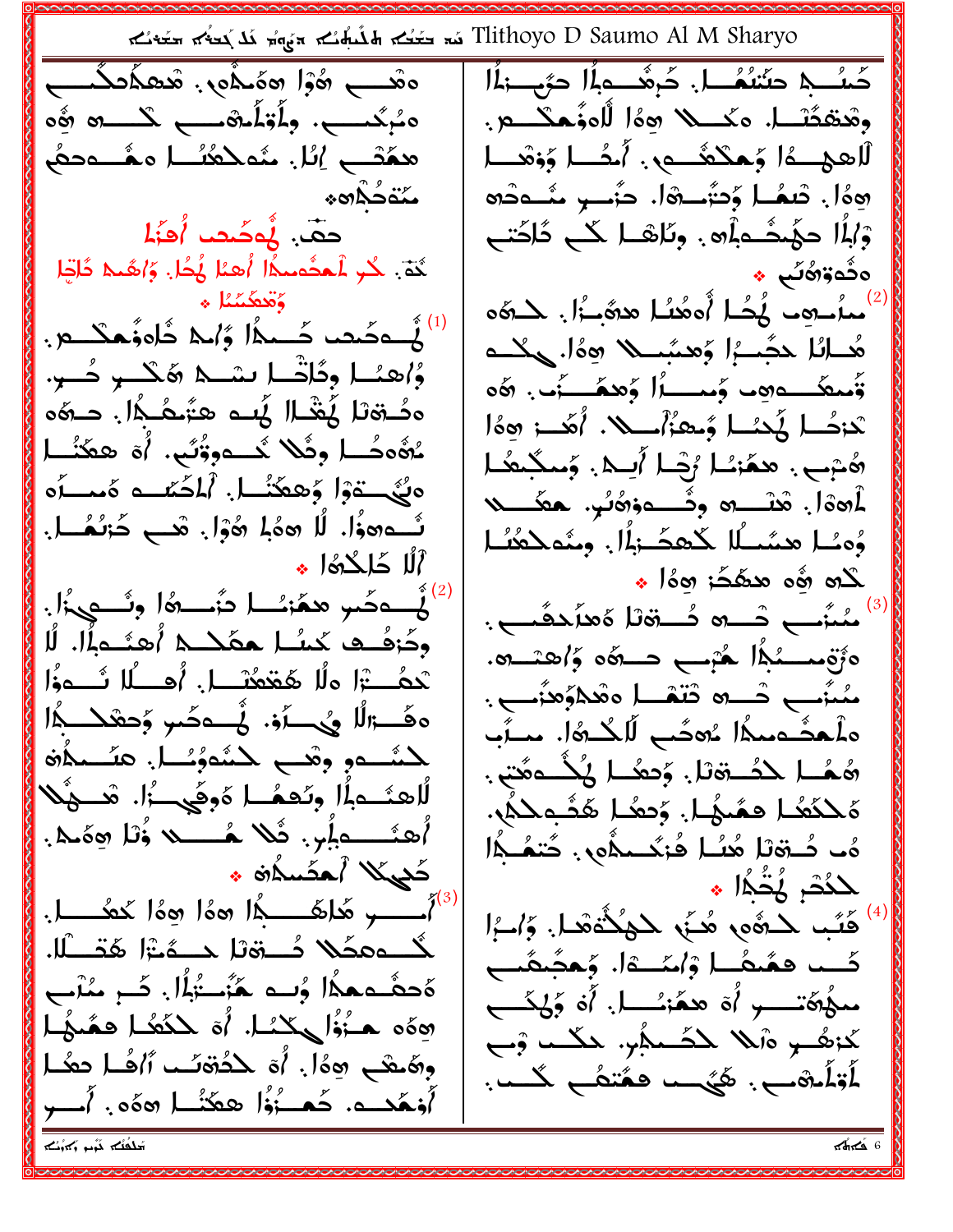ܟܢܫܐ ܕܡܠܐܟ̈ܐ. ܟܪܘܙܘܬܐ ܕܫܠܝ̈ܚܐ
ܘܣܗ̈ܕܐ. ܘܟܠܗ ܗܘܐ ܠܐܘܪܫܠܡ.
ܠܐܠܗܐ ܕܡܠܟܘ̈ܗܝ. ܐܚܕܐ ܕܢܘܗܪܐ
ܗܘܐ. ܫܥܬܐ ܕܨܠܝܒܘܬܗ. ܕܢܚ ܢܘܗܪܗ
ܘܐܝܟ ܕܡܬܢܨܚܝܢ. ܘܢܬܢܨܚ ܟܠ ܕܐܬܝܢ
ܘܡܘܕܝܢ ܀

[2] ܡܢܗܪܗ ܢܘܗܪܐ ܐܠܗܝܐ ܕܡܬܚܙܐ. ܠܗܘ
ܥܠܡܐ ܕܚܫܘܟܐ ܘܕܡܝܬܐ ܗܘܐ. ܘܟܠܗ
ܬܡܝܗܝܢ ܘܡܫܬܒܚܝܢ ܘܗܘ. ܗܘ
ܕܢܘܗܪܐ ܢܚܬ ܘܡܕܢܚ. ܐܝܟ ܗܘܐ
ܡܫܝܚ. ܡܢܗܪܢܐ ܪܘܚܐ ܐܝܟܢ. ܘܡܬܚܙܝܢܐ
ܐܦܠܐ. ܡܢܗ ܕܠܡܚܘܝܘ. ܡܛܠ
ܕܐܠܐ ܡܫܬܠܐ ܠܡܬܚܙܝܐ. ܘܡܘܕܝܢܐ
ܠܗ ܗܘ ܡܫܒܚ ܗܘܐ ܀

[3] ܡܢܝܢ ܒܗ ܦܘܪܩܢܐ ܘܡܠܟܘܬܐ.
ܘܐܘܪܫܠܡ ܚܕܝܐ ܒܗ ܘܐܚܝܕܐ.
ܡܢܝܢ ܒܗ ܬܒܥܐ ܘܬܡܗܘܢܐ.
ܘܐܦܣܩܘ ܡܫܡܥܢ ܠܟܠܗܘܢ. ܡܢܝܢ
ܫܡܝܐ ܠܦܘܪܩܢ. ܘܡܢܝܐ ܠܡܘܬܐ.
ܘܚܬܬܐ ܫܡܥܐ. ܘܡܢܝܐ ܫܘܒܚܐ.
ܗܘ ܦܘܪܩܢ ܗܢܐ ܦܢܝ ܠܗܘܢ. ܟܬܒܢܐ
ܠܟܠܗܘܢ ܠܚܝܐ ܀

[4] ܩܒܠ ܠܗܘܢ ܗܢܝ ܠܡܫܘܚܬܐ. ܘܐܝܟ
ܕܐ ܫܡܥܐ ܘܐܢܫܐ. ܘܡܬܚܙܐ
ܡܬܚܫܒ ܐܘ ܡܢܝܢܐ. ܐܘ ܕܪܘܚܐ
ܟܪܝܙ ܘܠܐ ܠܡܬܚܙܝܘ. ܠܟܠ ܕܒ
ܐܬܩܢܗ. ܫܦܝܪ ܡܬܩܢ ܠܗ.

ܘܩܡ ܗܘܐ ܗܘܟܢܐ. ܡܫܡܠܝܐ
ܡܫܟܢܐ. ܘܐܬܚܙܝ ܠܗ ܗܘ
ܡܩܕܡ ܐܠܐ. ܡܫܡܠܝܐ ܘܡܫܡܠܝܢ
ܡܬܚܫܒܢ܀

ܒܩܠ. ܡܫܒܚܝܢ ܐܢܫܐ

ܥܢܝܢܐ. ܠܟ ܐܠܗܘܬܐ ܐܝܟ ܡܠܐ. ܘܐܝܟ ܕܐܢܐ
ܘܡܫܬܡܥܐ ܀

[1] ܡܫܒܚ ܫܡܐ ܕܐܝܟ ܕܐܘܪܫܠܡ.
ܘܐܠܗܐ ܘܕܐܝܟܐ ܢܘܗܪܐ ܡܠܟܐ ܫܡܝܐ.
ܘܦܘܪܩܢܐ ܥܠܡܐ ܠܗ ܡܫܒܚܝܢܐ. ܒܗ ܗܘ
ܢܘܗܪܐ ܘܟܠ ܢܗܘܪܐ. ܐܘ ܡܫܝܚܐ
ܘܡܠܟܐ ܘܡܫܝܚܐ. ܐܠܗܘܬܗ ܘܢܘܗܪܗ
ܢܘܗܪܐ. ܠܐ ܗܘܐ ܗܘܐ. ܒܗ ܕܢܘܗܪܐ.
ܐܠܐ ܕܠܟܠܗܘܢ ܀

[2] ܡܫܒܚܝܢ ܡܢܗܪܢܐ ܕܢܘܗܪܐ ܘܢܘܗܪܐ.
ܘܕܡܠܟܐ ܠܡܠܟܐ ܡܠܟܘܬܐ ܐܠܗܝܬܐ. ܠܐ
ܠܡܬܚܙܝܐ ܘܠܐ ܡܬܚܫܒܐ. ܐܝܟܢܐ ܢܗܘܐ
ܘܡܬܚܙܝܐ ܕܢܗܘܐ. ܡܫܒܚܝܢ ܘܡܫܬܒܚܝܢ
ܠܢܘܗܪܐ ܘܡܫܒܚ ܠܢܘܗܪܐ. ܡܬܚܙܝܢ
ܠܐܠܗܘܬܐ ܘܢܘܗܪܐ ܘܡܫܝܚܐ. ܡܫܡܠܝܐ
ܐܠܗܘܬܐ. ܟܠ ܡܫܝܚ ܘܠܐ ܗܘܐ.
ܒܝܕ ܐܠܗܘܬܗ ܀

[3] ܐܦ ܡܠܐܟܐ ܗܘ ܗܘܐ ܒܟܠܗ.
ܠܡܫܡܠܝܘ ܦܘܪܩܢܐ ܠܡܠܐܟܐ ܡܫܡܠܝܢ.
ܘܡܫܡܠܝܢܐ ܘܕܗ ܡܬܚܫܒܐ. ܟܠ ܡܠܐܟ
ܗܘܐ ܡܬܚܙܝܢܐ. ܐܘ ܠܟܠܗܘܢ ܡܫܝܚܐ
ܘܡܫܡܠܝ ܗܘܐ. ܐܘ ܠܡܫܡܠܝܘ ܐܠܗܐ ܡܢܗ
ܐܘܡܢܐ. ܡܫܡܠܝܐ ܡܫܝܚܐ ܗܘܐ. ܐܦ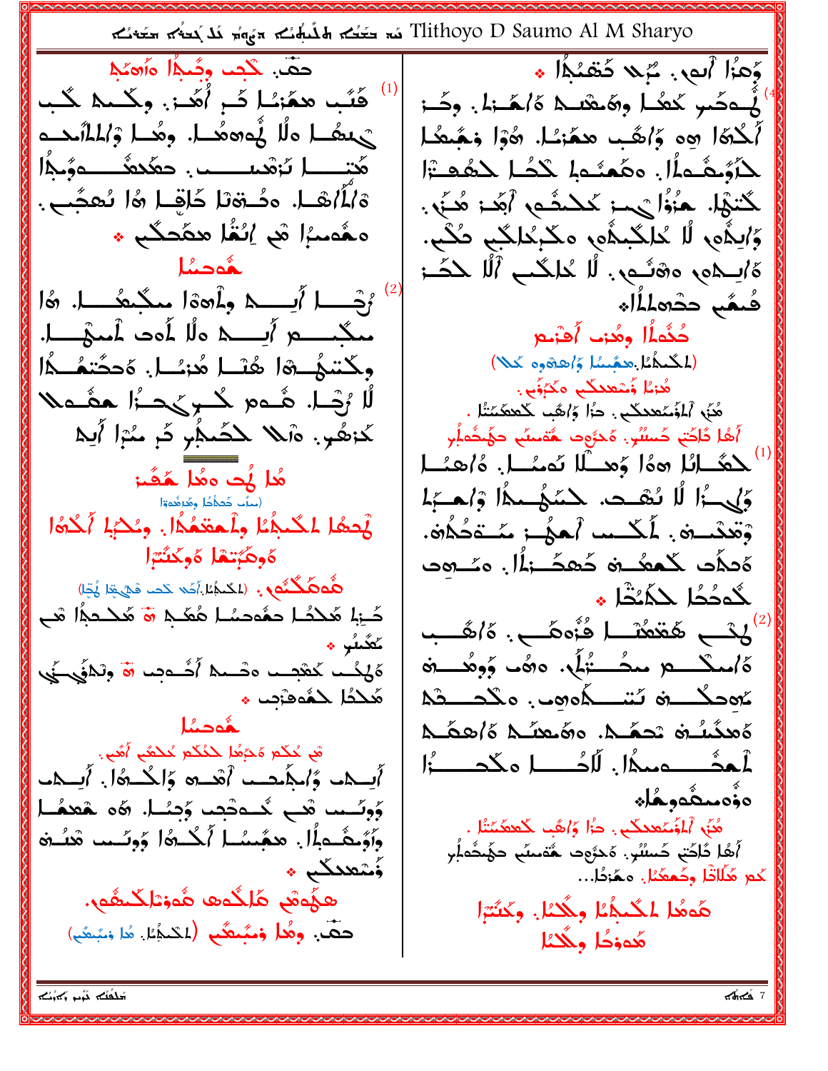ܘܥܕܪܐ ܐܢܘܢ. ܣܓܝ ܟܫܝܪܐ ܀

[4] ܠܗܘܕܝܢ ܟܢܘܫܐ ܘܡܩܪܒܝܢ ܕܐܝܬܝܗ. ܘܟܕ ܐܠܗܐ ܗܘ ܘܥܗܕ ܡܫܝܚܐ. ܗܘܐ ܙܒܝܢܐ ܠܐܘܡܢܘܬܐ. ܘܡܫܝܚܐ ܠܟܠܗ ܠܫܘܒܚܐ ܠܟܢܫܐ. ܚܕܘܬܐ ܥܕܬܐ ܒܟܠܗܘܢ ܐܝܟ ܒܢܝ̈ܐ. ܘܐܝܟܘܢ ܠܐ ܚܠܝܡܝܢ ܘܟܠܝܠܝܢ ܐܢܘܢ. ܘܐܝܟܘܢ ܘܢܦܫܗܘܢ. ܠܐ ܚܠܝܡܐ ܐܠܐ ܠܒܟܝܐ ܦܘܩܐ ܒܚܘܠܡܢܐ܀

**ܚܕܘܬܐ ܘܚܘܒܐ ܐܦܪܝܡ**

(ܠܟܬܒܐ. ܡܫܝܚܐ ܕܐܬܝܠܕ ܒܠܐ)

ܡܪܢܐ ܕܡܬܢܚܒܝܢ ܡܟܪܙܘ.

ܡܢ ܐܠܡܬܥܒܕܝܢ. ܕܐ ܕܐܦ ܠܟܥܢܐ.

ܐܗܐ ܕܐܬܐ ܚܣܘܢ. ܘܬܚܘܬ ܚܘܡܝܢ ܕܡܢܘܬܐ

[1] ܠܟܗܢܐ ܗܘܐ ܕܡܠܐ ܢܡܘܣܐ. ܕܐܡܝܢܐ ܕܝܠܗ ܠܐ ܢܦܩܘܢ. ܠܡܫܝܚܐ ܕܐܬܐ ܘܡܟܢܐ. ܐܠܟܝ ܐܬܐ. ܡܬܚܘܝܢ ܕܡܡܘܢ. ܕܚܕܐ ܠܟܗܢܐ ܕܚܕܐ ܕܡܫܝܚܐ. ܘܡܢܗܘܢ ܠܟܗܢܐ ܠܟܠܗܢ܀

[2] ܠܗܝ ܗܝܟܠܐ ܦܪܘܩܐ. ܕܐܬܐ ܕܐܬܝܠܕ ܡܢ ܒܬܘܠܬܐ. ܘܗܘ ܘܬܘܕܝܬܗ ܡܕܒܚܐ ܕܢܝܫܐ ܕܡܝܗ. ܘܡܠܟܘܬܗ ܕܡܫܝܚܐ ܕܢܝܫܐ. ܘܡܫܝܚܐ ܕܐܬܐ ܠܡܫܘܡܫܢܘܬܐ. ܠܟܘܠܐ ܘܡܟܠܗ ܕܦܘܪܩܢܘܬܐ܀

ܡܢ ܐܠܡܬܥܒܕܝܢ. ܕܐ ܕܐܦ ܠܟܥܢܐ.

ܐܗܐ ܕܐܬܐ ܚܣܘܢ. ܘܬܚܘܬ ܚܘܡܝܢ ܕܡܢܘܬܐ

ܟܡ ܡܠܐܟܐ ܘܟܗܢܐ. ܘܡܪܘܡܐ...

**ܗܘܐ ܠܟܢܝܫܐ ܘܟܗܢܐ. ܘܟܢܫܐ ܡܘܕܐ ܘܟܗܢܐ**

**ܚܡܫ. ܠܟܢܝܫ ܘܡܫܝܚܐ ܘܐܡܪ**

[1] ܩܕܡ ܡܫܝܚܐ ܟܕ ܐܬܐ. ܘܟܕ ܟܠ ܢܦܫܐ ܘܠܐ ܠܒܘܫܐ. ܘܡܢܐ ܕܠܐܠܗܐ ܡܢܐ ܢܘܗܪܐ. ܕܡܫܝܚܐ ܕܐܬܐ ܕܐܠܗܐ. ܘܡܫܝܚܐ ܕܐܦܐ ܗܘ ܢܦܩ. ܘܡܫܝܚܐ ܡܢ ܐܢܫܐ ܡܫܒܚܝܢ ܀

**ܩܘܡܐ**

[2] ܪܘܚܐ ܐܝܟ ܘܐܬܐ ܡܫܝܚܐ. ܗܘ ܡܫܝܚܐ ܐܝܟ ܘܠܐ ܐܬܐ ܐܢܫܐ. ܘܡܫܝܚܐ ܗܘ ܦܘܩܐ ܡܪܝܐ. ܕܡܫܝܚܐ ܠܐ ܪܘܚܐ. ܦܘܩ ܠܡܫܝܚܐ ܦܘܩܐ ܟܢܘܫ. ܘܠܐ ܠܟܠܗܘܢ ܟܕ ܡܢܐ ܐܝܟ

**ܗܐ ܠܟ ܘܗܘܐ ܚܕܐ**

(ܡܪܢ ܟܬܒܐ ܘܡܕܪܫܐ)

**ܢܚܡܬ ܠܟܢܝܫܐ ܘܢܚܡܬܐ. ܘܡܠܟܐ ܐܠܗܐ ܘܡܫܝܚܘܬܐ ܘܟܗܢܐ**

ܩܘܡܐ. (ܠܟܬܒܐ. ܐܝܟ ܟܕ ܩܕܝܫܐ ܦܘܩܐ)

ܟܕ ܡܠܟܐ ܩܘܡܐ ܡܟܝܠ ܗ ܡܟܠܝܐ ܡܢ ܟܠܝܢ ܀

ܘܠܟܠܢ ܟܬܝܒܝܢ ܘܟܠ ܐܦܝܢ ܗ ܘܬܦܢܝܬܐ ܡܟܠܐ ܠܡܘܦܪܝܢ ܀

**ܩܘܡܐ**

ܡܢ ܟܠܢ ܘܡܪܐ ܠܟܠܢ ܠܟܠܢ ܐܡܝܢ.

ܐܝܟܢ ܕܐܬܢܚܡܬ ܐܢܬ ܘܐܠܗܐ. ܐܝܟܢ ܘܙܕܝܩ ܡܢ ܟܠܗܝܢ ܘܡܠܐ. ܗܘ ܡܫܝܚܐ ܘܐܘܡܢܘܬܐ. ܡܫܝܚܐ ܐܠܗܐ ܘܙܕܝܩ ܡܢܗ ܡܫܒܚܝܢ ܀

**ܗܘܝܘ ܡܠܟܘܬܐ ܡܘܬܪܠܟܘܢ.**

ܚܡܫ. ܘܗܐ ܘܡܫܝܚܐ (ܠܟܬܒܐ. ܗܐ ܘܡܫܝܚܐ)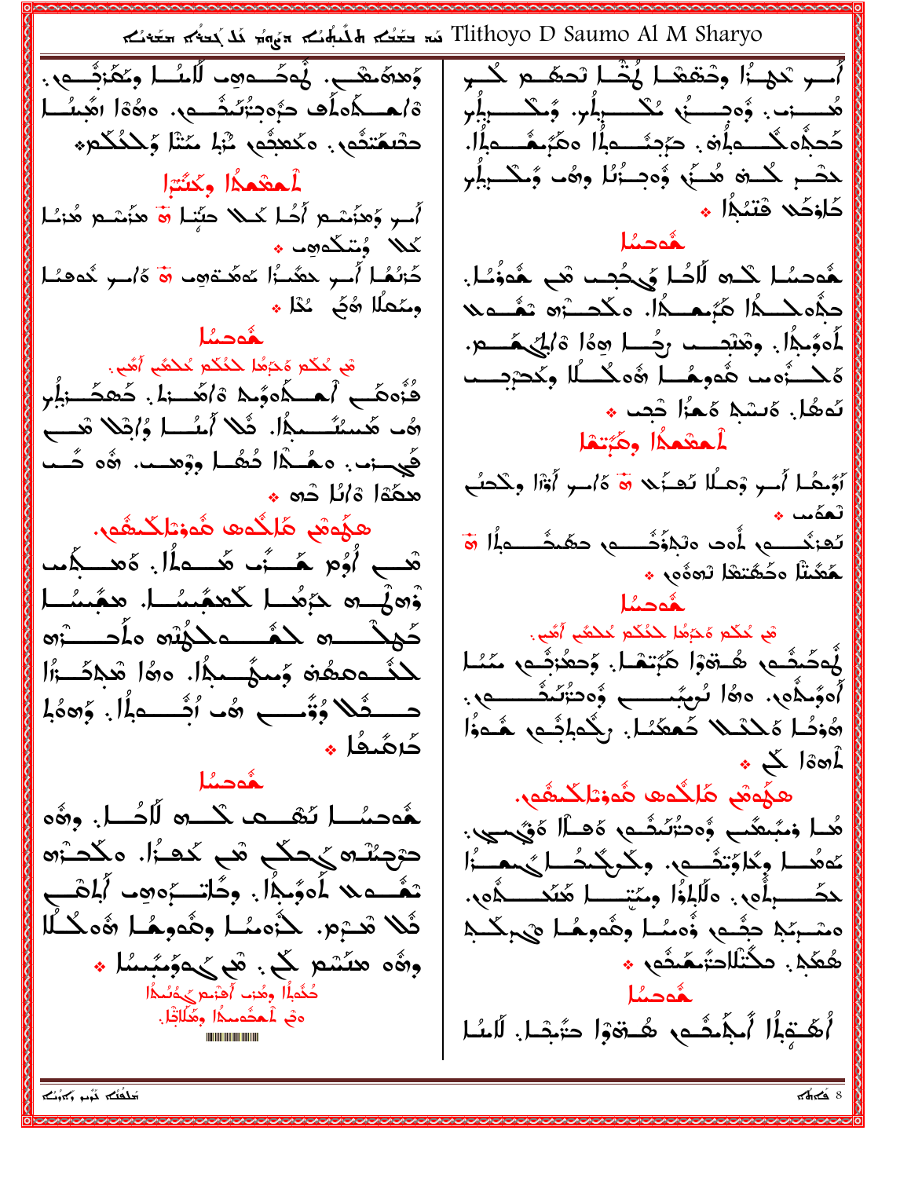ܐܝܟ ܢܒܝܐ ܘܫܠܝܚܐ ܦܬܝܐ ܬܚܘܡ ܟܠ ܥܡܡܐ. ܘܗܘܝܬ ܠܟܠ ܥܝܕܐ. ܘܟܠ ܥܝܕܐ ܕܒܟܠܗ ܥܠܡܐ. ܕܢܣܒܘܢ ܢܘܗܪܐ ܘܦܘܪܩܢܐ. ܒܫܡ ܟܠܗ ܥܡܐ ܘܫܒܚܬܐ ܘܗܘ ܘܟܠ ܥܝܕܐ ܠܐܘܪܚܐ ܫܦܝܪܐ ܀

ܩܘܠܐ

ܩܘܡܘ ܠܗ ܠܐܠܗܐ ܕܒܪܝܢ ܡܢ ܩܘܪܒܢܐ. ܕܡܫܒܚܐ ܡܫܝܚܐ. ܘܡܠܟܘܬܗ ܕܐܠܗܐ ܠܥܠܡܝܢ. ܘܫܒܚܐ ܠܗ ܠܡܪܝܐ ܗܘ ܕܐܬܓܠܝ ܒܫܡܐ. ܘܟܠܗܘܢ ܡܠܐܟܐ ܩܕܝܫܐ ܘܟܠܗܘܢ ܥܡܡܐ. ܘܢܗܘܘܢ ܫܡܝܐ ܘܐܪܥܐ ܟܠܗ ܀

ܐܠܗܐ ܘܡܪܝܐ

ܐܢܫܐ ܐܝܟ ܕܘܝܕ ܢܒܝܐ ܗ̈ ܕܐܡܪ ܐܘܕܘ ܘܫܒܚܘ ܠܡܪܝܐ ܀ ܢܒܝܐ ܐܝܟ ܕܢܫܒܚܘܢ ܒܟܠܗܘܢ ܥܡܡܐ ܗ̈ ܡܫܝܚܐ ܕܡܠܟܘܬܐ ܕܫܡܝܐ ܀

ܩܘܠܐ

ܡܢ ܩܕܡ ܕܢܗܘܐ ܠܟܠܟܘܢ ܐܚܝ.

ܠܥܠܡܐ ܗܘܝܬ ܡܠܟܘܬܐ. ܘܡܠܟܘܬܗ ܕܐܠܗܐ ܐܡܝܢܐ. ܐܠܗܐ ܗܘ ܕܒܪܐ ܠܟܠܗܘܢ ܥܡܡܐ. ܘܫܒܚܘܗܝ ܕܐܠܗܐ ܡܠܟܐ ܕܥܠܡܐ ܗܘܐ ܠܟ ܀

ܣܓܕܬܐ ܕܡܠܟܘܬܗ ܕܡܫܝܚܐ.

ܗܘܐ ܘܫܒܚܐ ܘܡܠܟܘܬܗ ܕܡܠܟܐ ܥܡܐ ܕܝܠܗ. ܘܒܫܡܐ ܕܐܠܗܐ ܘܟܠܗܘܢ ܫܡܝܐ. ܘܠܟܠܗܘܢ ܥܡܡܐ ܕܐܪܥܐ. ܘܡܠܟܘܬܐ ܕܫܡܝܐ ܘܥܡܡܐ ܕܒܟܠܗ. ܡܠܟܐ ܕܡܠܟܘܬܐ ܕܫܡܝܐ ܀

ܩܘܠܐ

ܐܠܗܐ ܐܠܗܢ ܗܘܝܐ ܕܒܪܝܬ. ܠܐܠܗܐ

ܘܡܫܝܚܐ. ܠܡܠܟܐ ܡܠܐܟܐ ܘܥܡܡܐ ܠܟܠܗܘܢ. ܕܡܠܟܘܬܐ ܕܫܡܝܐ. ܒܟܠ ܝܘܡ ܘܒܟܠ ܥܕܢ.

ܐܠܗܐ ܘܡܠܟܐ

ܐܝܟ ܕܐܡܪ ܐܠܗܐ ܠܟܠ ܕܒܝܬܐ ܗ̈ ܡܪܝܐ ܡܫܝܚܐ ܠܟܠܗܘܢ ܘܫܒܚܘܗܝ ܀

ܕܒܢܝܐ ܐܝܟ ܕܗܘܐ ܠܡܫܝܚܐ ܗ̈ ܐܝܟ ܟܠܗܘܢ ܕܡܫܒܚܝܢ ܠܗ ܠܐܠܗܐ ܘܠܡܫܝܚܐ ܀

ܩܘܠܐ

ܡܢ ܩܕܡ ܕܢܗܘܐ ܠܟܠܟܘܢ ܐܚܝ.

ܦܘܪܩܢܐ ܐܠܗܐ ܕܡܠܟܘܬܐ. ܕܫܡܝܐ ܘܐܪܥܐ. ܡܠܟܐ ܕܝܠܗ ܐܠܗܐ ܕܡܫܝܚܐ. ܡܠܟܘܬܐ ܗܘ ܘܠܐ ܢܗܘܐ ܠܗ. ܒܫܒܚܐ ܕܡܠܟܘܬܐ ܗܘ ܕܥܡܐ ܀

ܣܓܕܬܐ ܕܡܠܟܘܬܗ ܕܡܫܝܚܐ.

ܡܢ ܐܘܪܚܐ ܗܘܐ ܡܠܟܐ. ܘܡܫܝܚܐ ܕܟܠܗܘܢ ܥܡܡܐ ܕܡܠܟܘܬܐ. ܡܠܟܐ ܕܡܠܟܘܬܐ ܕܐܠܗܐ. ܘܗܘ ܡܠܟܐ ܕܡܠܟܘܬܐ. ܘܡܫܝܚܐ ܗܘ ܕܫܡܝܐ. ܘܐܪܥܐ ܕܡܠܟܘܬܐ ܀

ܩܘܠܐ

ܩܘܠܐ ܕܥܡܐ ܠܟܠܗ ܠܐܠܗܐ. ܘܗܘ ܕܡܫܝܚܐ ܡܢ ܥܡܐ. ܘܡܠܟܘܬܐ ܕܡܠܟܐ ܐܠܗܐ. ܘܡܠܟܘܬܐ ܕܐܠܗܐ ܘܫܡܝܐ ܘܐܪܥܐ ܗܘ ܡܫܝܚܐ ܠܟ. ܡܢ ܡܠܟܘܬܐ ܀

ܟܠܗܘܢ ܘܥܡܐ ܐܡܝܢ ܡܠܟܘܬܐ.

ܘܡܢ ܐܠܗܘܬܐ ܘܡܠܟܘܬܐ.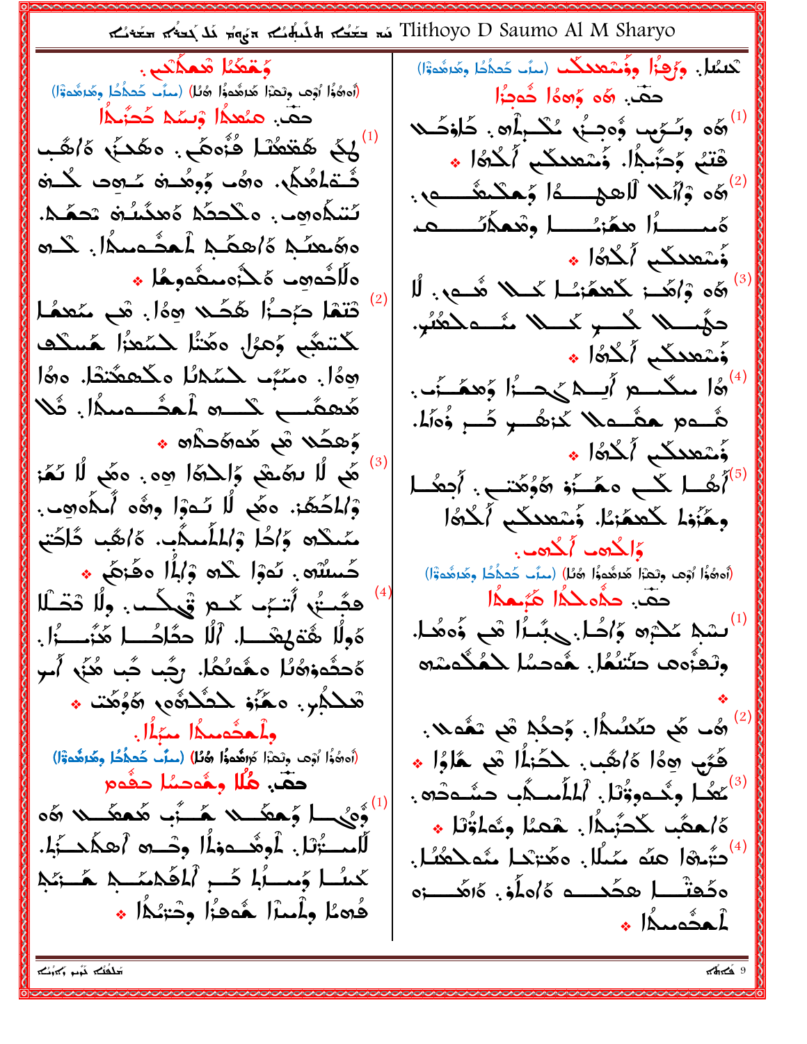ܛܝܒܘܬܐ. ܘܪܘܚܐ ܘܩܘܫܬܐ (ܦܣܘܩ ܕܘܝܕ ܘܡܘܡܬܐ)

ܩܠܐ. ܗܘ ܝܘܡܐ ܚܘܕܪܐ

(1) ܗܘ ܕܢܚܬ ܘܫܪܐ ܠܒܝܬܗ. ܟܐܘܟܒܐ ܩܢܘ ܕܢܚܐ. ܫܒܚܘ ܠܐܠܗܐ ܀

(2) ܗܘ ܕܐܬܐ ܠܐܚܝܐ ܘܡܠܟܘܬܗ. ܘܡܫܪܐ ܚܛܝܬܐ ܘܚܘܒܠܐ. ܫܒܚܘ ܠܐܠܗܐ ܀

(3) ܗܘ ܕܐܬܐ ܠܡܫܪܝܐ ܟܠ ܚܘܒܝܢ. ܠܐ ܕܢܫܐ ܠܟܘܢ ܟܠܗ ܚܘܒܠܢ. ܫܒܚܘ ܠܐܠܗܐ ܀

(4) ܗܐ ܡܠܟܐ ܐܝܟ ܓܢܒܪܐ ܘܡܫܝܚܐ. ܩܘܡܘ ܢܫܬܒܚ ܥܡܗ ܒܚܕܘܬܐ. ܫܒܚܘ ܠܐܠܗܐ ܀

(5) ܐܝܟܐ ܠܟܘܢ ܘܫܪܐ ܕܡܠܟܐ. ܐܚܕܘ ܘܦܪܘܩܐ ܠܟܘܢ ܐܝܬܘܗܝ. ܫܒܚܘ ܠܐܠܗܐ

ܘܐܠܗܐ ܐܠܗܢ.

(ܐܘܦܐ ܐܘܪܚ ܘܬܥܕܐ ܡܕܡܘܕܐ ܗܘܠܐ) (ܦܣܘܩ ܕܘܝܕ ܘܡܘܡܬܐ)

ܩܠܐ. ܟܠܗܘܢ ܥܡܡܐ ܡܫܒܚܝܢ

(1) ܢܚܬ ܡܠܟܐ ܘܐܬܐ. ܕܢܚܐ ܡܢ ܫܡܝܐ. ܘܢܦܪܘܩ ܒܢܝܢܫܐ. ܫܒܚܐ ܠܡܠܟܘܬܗ ܀

(2) ܗܘ ܡܢ ܒܬܘܠܬܐ. ܘܝܠܕ ܡܢ ܒܝܬ ܠܚܡ. ܩܪܒ ܗܘܐ ܐܘܪܚܐ. ܠܟܢܫܐ ܡܢ ܥܠܡܐ ܀

(3) ܫܒܚܐ ܘܬܘܕܝܬܐ. ܐܠܗܐ ܕܫܠܡܐ ܒܪܘܡܐ. ܘܐܫܬܒܚ ܠܒܪܝܬܐ. ܫܡܝܐ ܘܐܪܥܐ ܀

(4) ܒܪܝܟ ܗܘ ܡܫܝܚܐ. ܘܡܠܟܢ ܫܡܝܢܝܐ. ܕܒܝܬܗ ܡܫܒܚܐ ܘܐܬܩܢ. ܘܐܬܐ ܠܥܠܡܐ ܀

ܘܚܘܒܐ ܫܡܝܢܝܐ.

(ܐܘܦܐ ܐܘܪܚ ܘܬܥܕܐ ܡܕܡܘܕܐ ܗܘܠܐ) (ܦܣܘܩ ܕܘܝܕ ܘܡܘܡܬܐ)

ܩܠܐ. ܡܫܝܚܐ ܕܢܚ ܒܥܠܡܐ

(1) ܠܟ ܡܫܝܚܐ ܦܪܘܩܢ. ܘܡܠܟܢ ܕܐܬܐ. ܒܫܠܡܘܬܐ. ܘܗܘܐ ܢܚܬ ܠܗ ܡܫܝܚܐ ܘܣܠܩ. ܘܡܠܟܘܬܗ ܫܡܝܢܝܬܐ. ܘܡܫܒܚܝܢ ܐܝܟ ܠܫܡܝܐ. ܠܗ ܘܠܐܒܘܗܝ ܘܠܪܘܚܐ ܩܕܝܫܐ ܀

(2) ܒܝܘܡܐ ܕܝܠܕܗ ܗܘܐ. ܗܝ ܡܫܝܚܐ ܠܟܠܢܫܐ ܘܐܚܐ ܠܐܢܫܐ ܕܫܡܝܐ ܗܘܐ. ܘܩܪܒ ܠܡܠܟܘܬܗ ܘܡܠܟܘܬܐ ܕܐܠܗܐ ܠܗ ܡܠܟܘܬܐ. ܦܠܐ ܘܫܒܚܐ ܡܢ ܡܠܐܟܘܗܝ ܀

(3) ܡܢ ܠܐ ܢܫܬܒܚ ܘܐܠܗܐ ܗܘ. ܘܡܢ ܠܐ ܢܗܪ ܘܐܠܗܐ ܗܘ. ܘܡܢ ܠܐ ܢܗܘܐ ܘܗܘ ܐܠܗܘܬܗ. ܡܠܟܘܬܗ ܘܐܚܐ ܘܐܠܡܠܟܐ. ܕܐܬܐ ܕܢܚܐ ܚܠܝܡܘܬܐ. ܢܗܘܐ ܠܗ ܘܐܠܐ ܘܩܕܝܫ ܀

(4) ܡܫܝܚܐ ܐܬܝܐ ܠܗܘܢ ܩܝܢܟܝܢ. ܘܠܐ ܬܚܘܠ ܘܠܐ ܬܬܕܚܠܘܢ. ܐܠܐ ܚܕܝܘ ܡܫܝܚܐ. ܘܒܫܘܒܚܐ ܘܫܘܒܚܐ. ܪܒ ܗܘ ܡܢ ܐܝܟ ܡܠܟܢ. ܘܡܫܒܚ ܠܟܠܗܘܢ ܦܘܩܕܢܐ ܀

ܘܐܠܗܘܬܐ ܡܪܐܐ.

(ܐܘܦܐ ܐܘܪܚ ܘܬܥܕܐ ܕܪܘܡܐ ܗܘܠܐ) (ܦܣܘܩ ܕܘܝܕ ܘܡܘܡܬܐ)

ܩܠܐ. ܗܠܐ ܘܡܫܝܚܐ ܒܥܠܡܐ

(1) ܘܗܘܐ ܘܡܫܬܢܐ ܡܫܒܚ ܡܫܝܚܐ ܗܘ ܠܐܚܝܢܐ. ܠܐܘܪܫܠܡ ܘܚܠܦ ܐܚܝܢܐ. ܟܠܗܝ ܘܡܠܟܐ ܕܢ ܐܠܡܠܟܐ ܡܫܝܚܐ ܦܘܩܕܢܐ ܘܐܠܗܐ ܫܡܝܐ ܘܐܪܥܐ ܀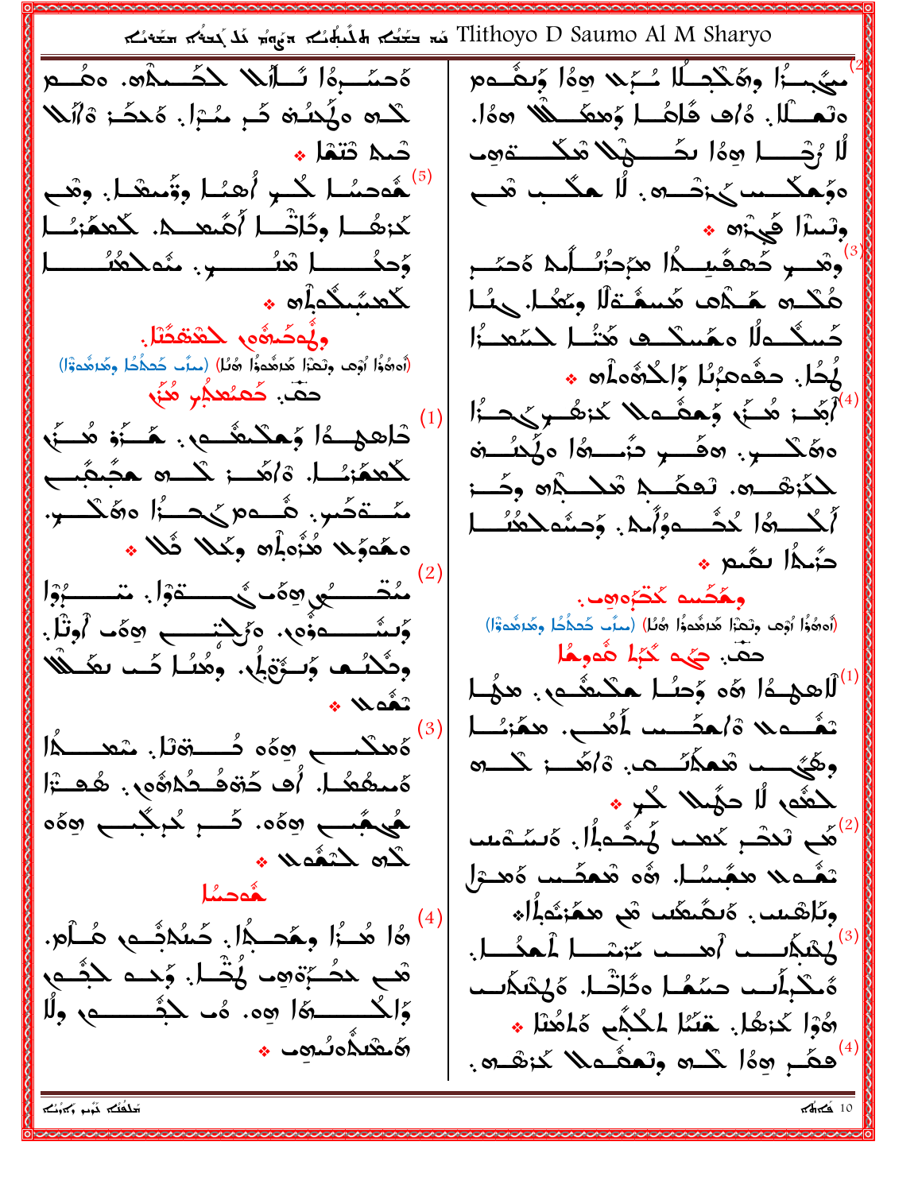(2) ܡܫܺܝܚܳܐ ܘܰܡܟܰܦܠܳܐ ܚܒܺܝܫ ܗ݈ܘܳܐ ܘܰܢܦܩܘܗ̇
ܘܢܰܣܠܘܢ. ܘܰܐܦ ܩܳܠܳܐ ܘܡܰܥܝܳܢܳܐ ܗ݈ܘܳܐ.
ܠܳܐ ܪܕܳܐ ܗ݈ܘܳܐ ܒܰܫܩܳܠܳܐ ܡܰܠܟ̈ܘܬܶܗ
ܘܡܰܠܟܰܢ ܟܪܰܣܬܶܗ. ܠܳܐ ܡܶܠܟܶܗ ܡܶܢ
ܘܚܰܝܶܐ ܩܕܳܡܰܘܗ̣ܝ ܀

(3) ܘܡܶܢ ܒܗܰܝܟܠܳܐ ܡܶܬܒܰܣܡܳܐ ܗ݈ܘܳܐ
ܡܶܠܬܶܗ ܡܰܠܟܳܐ ܡܫܰܡܠܝܳܐ ܘܢܰܩܦܳܐ. ܘܢܳܦܶܩ
ܒܰܣܟܳܠܘܬܶܗ ܡܠܳܐ ܥܳܠܡܳܐ ܠܰܡܫܺܝܚܳܐ
ܡܫܺܝܚܳܐ. ܘܥܰܡܗ ܘܐܰܠܳܗܘܬܶܗ ܀

(4) ܐܰܝܟ ܡܰܢ ܘܰܡܫܰܡܠܶܐ ܠܟ̈ܒܺܝܫܶܐ
ܘܰܟܠܗܘܢ. ܢܦܰܩܘ ܒܪܳܐ ܗ݈ܘܳܐ ܘܰܐܠܳܗܳܐ
ܠܡܰܠܟܘܬܳܐ. ܢܥܰܡܶܠ ܡܶܠܟܶܗ ܘܒܳܪܳܐ
ܐܰܠܳܗܳܐ ܠܟܽܠܗܘܢ. ܘܡܫܰܡܠܝܳܢܳܐ
ܒܪܳܝܳܐ ܢܦܶܫ ܀

**ܘܚܰܕܒܫܰܒܳܐ ܠܩܰܕܝܫ̈ܶܐ:**

(ܐܰܘܟܺܝܬ ܐܳܘ ܒܗܳܝ ܕܰܒܬܶܫܪܝܢ) (ܩܰܕܡܳܝܳܐ ܘܰܬܪ̈ܰܝܳܢܳܐ)

ܩܳܠܳܐ: ܟܽܠ ܚܰܕ ܡܶܢܗܘܢ

(1) ܠܰܐܠܳܗܳܐ ܗܳܘ ܕܒܰܪܝܳܐ ܠܟܽܠܗܘܢ. ܘܰܡܩܰܒܶܠ
ܬܘܒܳܬܗܘܢ ܘܰܐܚܝܳܐ ܡܶܬܚܰܫܰܒܝܢ ܐܰܢܬ. ܡܰܠܟܳܐ
ܘܰܡܫܺܝܚܳܐ ܡܫܰܡܠܶܐ. ܘܰܐܦ ܟܽܠܗ
ܠܥܰܠܡܺܝܢ ܠܳܐ ܕܥܳܒܪܳܐ ܀

(2) ܗܳܢܳܐ ܕܰܒܬܶܫܥܳܐ ܗ݈ܘܳܐ ܡܶܢ ܩܰܕܝܫ̈ܶܐ. ܘܰܡܫܰܒܚܝܢ
ܬܶܫܒܘܚܬܳܐ ܗ̇ܘ ܕܡܶܢ ܥܳܠܡܳܐ ܘܰܐܡܺܝܢ
ܘܠܳܐ ܡܶܫܬܰܘܚܳܐ ܘܰܐܦ ܡܶܢ ܡܰܪ̈ܝܶܐ ܀

(3) ܘܰܠܫܰܠܝܳܐ ܐܰܝܟ ܗܳܢܳܐ ܒܰܫܡܰܝܳܐ.
ܘܰܠܫܰܠܝܳܐ ܒܰܫܡܰܝܳܐ ܕܶܐܠܳܗܳܐ. ܘܰܠܫܰܠܝܳܐ
ܗܳܘ ܕܥܰܡܶܗ. ܗ̇ܢܘܢ ܠܰܐܠܳܗܳܐ ܘܰܐܦ ܩܰܕܝܫ̈ܶܐ ܀

(4) ܡܰܢ ܗ݈ܘܳܐ ܠܗ ܘܰܢܦܰܩܘ ܠܒܰܪ ܥܳܠܡܳܐ.

(5) ܡܰܘܕܝܢܰܢ ܠܟ ܐܰܠܳܗܳܐ ܘܰܡܫܰܒܚܝܢ. ܘܰܡܶܢ
ܠܰܐܚܶܐ ܘܰܐܚܬܳܐ ܐܰܝܟ ܗ̇ܢܘܢ. ܠܰܡܫܺܝܚܳܐ
ܘܰܒܫܰܡܳܐ ܡܠܳܐ ܘܡܰܠܟܳܐ. ܡܫܰܒܚܳܢܳܐ
ܠܰܡܫܰܒܚܳܢܘܬܶܗ ܀

**ܘܰܠܡܰܪ̈ܬܽܘܬܶܐ ܠܰܡܫܰܡ̈ܠܝܳܢܶܐ:**

(ܐܰܘܟܺܝܬ ܐܳܘ ܒܗܳܝ ܕܰܒܬܶܫܪܝܢ) (ܩܰܕܡܳܝܳܐ ܘܰܬܪ̈ܰܝܳܢܳܐ)

ܩܳܠܳܐ: ܟܰܡܰܠܬܳܐ ܡܳܪܝ

(1) ܕܰܐܠܳܗܳܐ ܘܰܡܫܰܡܠܝܳܢܳܐ. ܗܰܕܳܡ̈ܶܐ ܡܳܪܝ
ܠܡܰܠܟܘܬܳܐ. ܘܰܐܦ ܠܗ ܡܰܫܡܠܝܳܢܳܐ
ܡܫܰܒܚܝܢ. ܡܳܪܝܳܐ ܘܰܫܡܰܝܳܐ ܐܰܢܬ. ܘܰܐܦ
ܡܰܫܡܠܝܳܢܳܐ ܘܰܐܦ ܠܳܐ ܀

(2) ܡܫܰܒܚܳܐ ܗ݈ܘܳܐ ܫܡܰܝܳܐ. ܡܫܰܒܚܳܐ
ܘܰܡܫܰܡܠܶܐ. ܐܰܝܟ ܕܰܒܗܘܢ ܘܰܚܘܐ
ܡܶܢ ܗ݈ܘܳܐ. ܟܽܠ ܟܰܕ ܗ݈ܘܳܐ ܘܶܗ
ܠܗ ܠܰܡܫܰܡܠܝܳܐ ܀

**ܫܘܚܠܳܦܳܐ**

(4) ܗܳܐ ܡܳܪܝܳܐ ܘܰܡܫܰܡܠܶܐ. ܘܰܡܫܰܒܚܝܢ ܗܰܠܶܝܢ.
ܡܶܢ ܠܰܟܬܳܒ̈ܶܐ ܡܫܰܒܚܳܐ. ܘܰܡܶܢ ܠܟܽܠܗܘܢ
ܘܰܐܚܝܳܐ ܗ݈ܘܳܐ. ܡܶܢ ܠܟܽܠܗܘܢ ܘܠܳܐ
ܡܫܰܡܠܝܳܢܘܬܗܘܢ ܀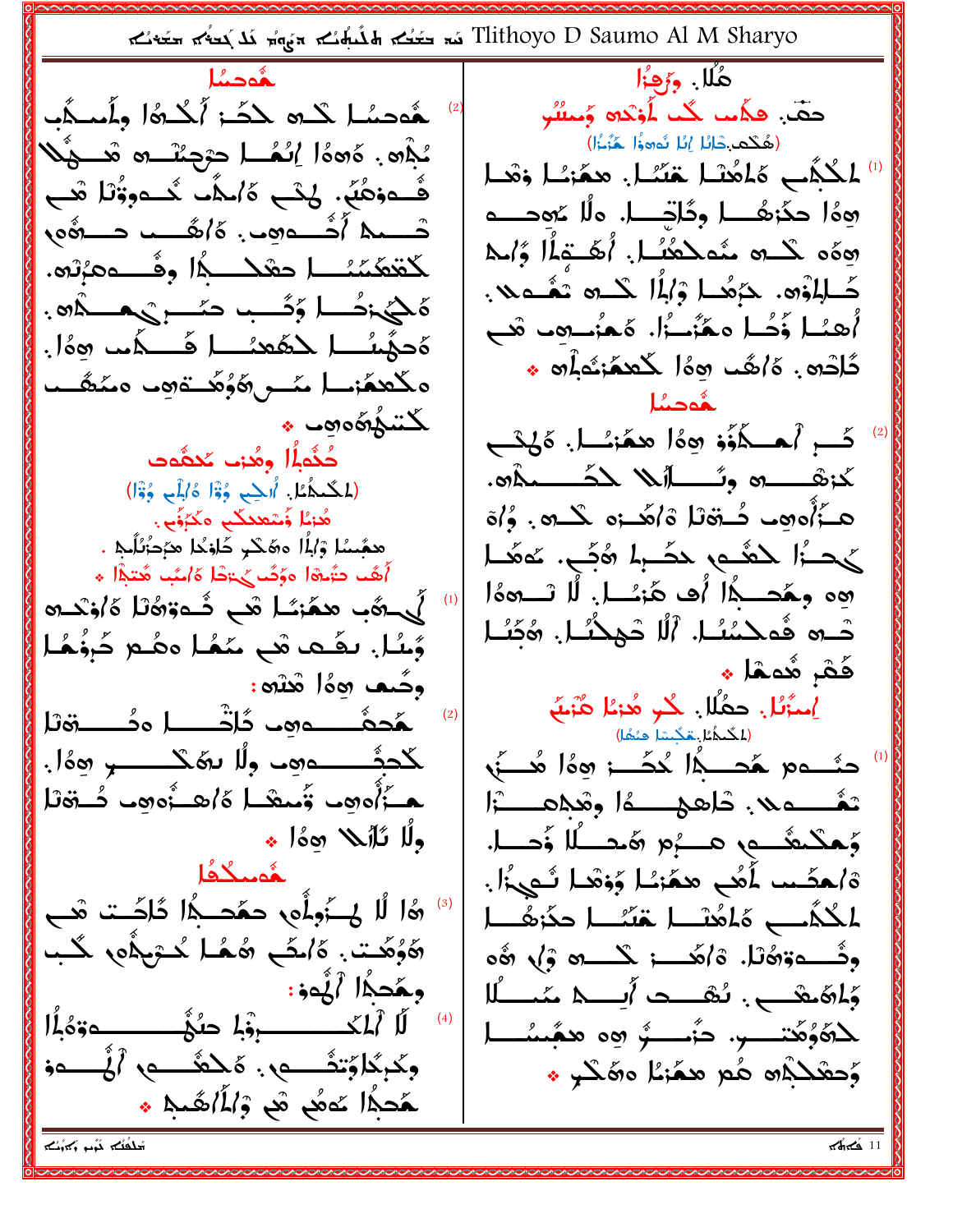## ܗܠܠ. ܘܪ̈ܡܙܐ

**ܒܥܐ. ܦܠܚ ܟܠ ܠܐܘܪܚܗ ܘܡܠܘ**

(ܗܟܢܐ. ܕܐܢܐ ܐܢܐ ܢܘܗܪܐ ܗܢܝܐ)

(1) ܠܡܠܟܐ ܕܐܠܗܐ ܫܡܝܢܐ. ܡܫܝܚܐ ܙܗܝܐ
ܗܘܐ ܒܟܪܣܐ ܘܕܒܚܬܐ. ܘܠܐ ܡܬܚܡܐ
ܗܘܐ ܠܗ ܡܫܘܚܬܐ. ܐܬܩܪܝ ܘܐܬܐ
ܒܐܠܗܘܬܗ. ܒܪܢܫܐ ܘܐܢܐ ܠܗ ܬܫܡܫ.
ܐܢܫܐ ܙܥܘܪܐ ܘܡܚܝܠܐ. ܘܥܢܝܘܗܝ ܡܢ
ܕܐܬܐ. ܘܐܬܐ ܗܘܐ ܠܡܫܬܥܒܕܘܗܝ ܀

### ܩܘܡܐ

(2) ܟܕ ܐܬܓܠܝ ܗܘܐ ܡܫܝܚܐ. ܘܠܟܠ
ܟܪ̈ܝܗܐ ܘܚܫܝ̈ܫܐ ܠܟܠܗܘܢ.
ܡܐܣܐ ܗܘܐ ܠܟܠ ܐܣܝܘܬܐ ܐܝܬ ܠܗ. ܘܐ
ܟܚܕܐ ܠܟܠܗܘܢ ܚܒܝܫܐ ܘܐܢܫܐ. ܡܫܡܫܐ
ܗܘ ܘܡܫܚܝܬܐ ܐܦ ܚܛܝܐ. ܠܐ ܬܘܒ
ܒܗ ܦܓܥܝܢ. ܐܠܐ ܒܟܠܗܝܢ. ܡܫܝܚܐ
ܥܒܕܐ ܥܡܗܘܢ ܀

**ܐܡܪܢܐ. ܒܥܐ. ܟܠ ܡܕܡ ܕܡܢܟ**

(ܠܥܠܡܐ. ܕܟܝܢܐ ܡܢܗܘܢ)

(1) ܕܢܣܡ ܡܫܝܚܐ ܟܠܗ ܒܗܘܢ ܒܝܬ
ܚܠܡܐ. ܕܐܣܝܢ ܗܘܐ ܘܝܠܕܬܐ.
ܘܡܟܪܟܝܢ ܗܘܝܢ ܡܫܝܚܐ ܕܟܠܗ.
ܕܐܡܪ ܗܐ ܡܫܝܚܐ ܘܗܘܐ ܠܟܠ.
ܠܡܠܟܐ ܕܐܠܗܐ ܡܫܝܚܐ ܟܪܘܙܐ
ܘܦܪܘܩܘܬܐ. ܗܘ ܕܐܬܐ ܗܘ
ܠܡܫܬܥܒܕܝܢ. ܕܐܬܐ ܗܘ ܡܫܝܚܐ
ܘܡܫܝܚܐ ܗܘ ܡܫܝܚܐ ܘܡܠܟܐ ܀

### ܩܘܡܐ

(2) ܩܘܡܐ ܠܗ ܠܟܠܢ ܐܠܗܐ ܘܐܡܪܢ
ܢܦܫܬܢ. ܕܗܘܐ ܐܢܫܐ ܒܪܚܡܘܗܝ ܘܡܫܝܚܐ
ܦܘܪܩܢܐ. ܠܟܠ ܕܐܬܐ ܠܗ ܒܝܘܡܢܐ ܩܕܡ
ܐܬܓܠܝܬ. ܕܐܬܐ ܒܗܘܢ ܠܟܠܡܐ
ܘܦܘܪܩܢܐ. ܘܠܒܪܢܫܐ ܕܐܬܐ
ܘܟܕ ܗܘܐ ܕܪܘܚܐ ܘܡܫܝܚܐ ܗܘ
ܘܒܡܠܟܘܬܗ ܐܝܟ ܡܫܝܚܐ ܘܡܫܡܫܝܢ
ܠܒܢܝܢܫܐ ܀

**ܥܢܝܢܐ ܘܡܢܝܢ ܥܒܕܐ**

(ܠܡܠܟܐ. ܐܢܫܐ ܗܘ ܘܐܢܫܐ ܗܘܐ)

ܡܢܝܢ ܡܫܝܚܐ ܕܟܠ ܟܪ̈ܝܗܐ.
ܡܫܝܚܐ ܕܐܬܐ ܘܦܠܚ ܟܠܡܐ ܡܪܕܘܬܐ.
ܐܚܝ ܒܢܘܗܝ ܘܩܪܒ ܥܠ ܡܠܟܘܬܐ ܡܫܝܚܐ ܀

(1) ܐܝܟ ܡܫܝܚܐ ܡܢ ܦܘܪܩܢܐ ܕܐܠܗܘܬܗ
ܘܫܠܝܐ. ܢܦܫ ܡܢ ܡܢܐ ܘܐܡܪ ܟܪܝܗܐ
ܘܟܠ ܗܘܐ ܡܢܗ:

(2) ܡܫܡܫܝܢ ܟܠܗܘܢ ܘܟܠܗܘܢ ܠܟܪ̈ܝܗܝܢ
ܘܠܐ ܢܦܩܝܢ ܗܘܐ. ܗܪܟܐ
ܗܘܝܢ ܡܫܝܚܐ ܕܐܬܟܪܗܘ ܟܠܗܘܢ
ܘܠܐ ܬܐܠܦ ܗܘܐ ܀

### ܩܘܡܐ ܡܠܟܐ

(3) ܐܘ ܠܐ ܢܬܪܘܡ ܡܫܝܚܐ ܕܟܠ ܡܢ
ܥܘܬܪܝ. ܘܐܦ ܗܘܐ ܠܗ ܒܪܘܚܗ ܟܠ
ܘܡܫܝܚܐ ܐܝܟ ܗܘ:

(4) ܠܐ ܐܬܐ ܟܐܢܐ ܘܡܬܝܕܥܝܢ
ܘܠܟܠܗܘܢ. ܘܠܟܠܗܘܢ ܐܝܟ ܗܘ
ܡܫܝܚܐ ܡܠܟܐ ܡܢ ܕܐܬܐ ܀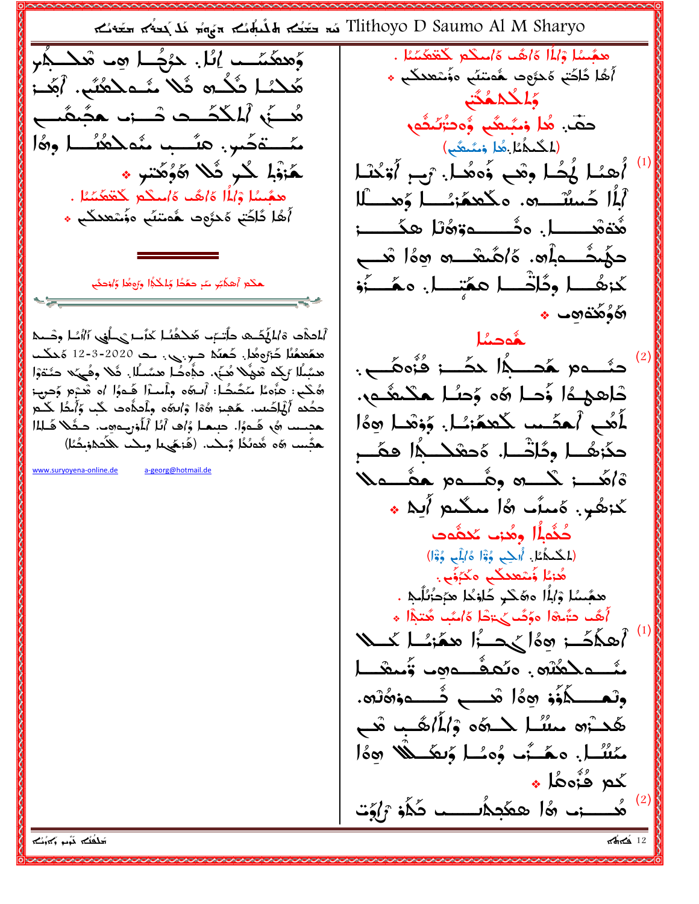ܫܘܒܚܐ ܘܐܒܐ ܘܒܪܐ ܠܬܫܒܘܚܬܐ .
ܐܦܐ ܕܐܬܝ ܘܟܪܘܙ ܫܡܝܐ ܘܐܪܥܢܐ ܀

ܘܡܠܟܘܬܐ

ܒܬܪ. ܗܐ ܡܫܝܚܐ ܘܕܢܚܘܗܝ
(ܠܡܠܟܐ. ܗܐ ܡܫܝܚܐ)

(1) ܐܝܢܐ ܝܘܡܐ ܘܐܝܟ ܢܘܗܪܐ. ܕܢܚ ܐܘܪܚܐ
ܐܢܐ ܡܢܗܪܢܐ. ܘܠܡܫܝܚܐ ܙܟܝܐ
ܡܫܘܕܥܐ. ܘܩܘܪܒܢܐ ܠܟܠ
ܡܢܝܢܐ. ܘܐܫܬܥܝܘ ܗܘܐ ܥܠ
ܟܪܘܒܐ ܘܐܪܥܐ ܫܡܝܐ. ܘܡܝܩܪ
ܗܘܝܘ ܀

ܩܘܡܐ

(2) ܕܢܚܘ ܡܫܝܚܐ ܠܟܠ ܦܪܘܩܐ.
ܕܐܬܝܗܒ ܗܘܐ ܓܒܪܐ ܠܡܫܡܫܘ.
ܐܝܟ ܐܡܝܢ ܠܡܫܝܚܐ. ܘܪܘܚܐ ܗܘܐ
ܒܟܘܪܚܐ ܘܐܪܥܐ. ܘܒܟܠܗ ܩܘܡ
ܘܐܬܐ ܠܗ ܘܩܘܡ ܒܫܘܠ
ܠܟܘܪܗܢ. ܘܐܝܬ ܗܘ ܡܫܝܚ ܐܝܟ ܀

ܒܥܘܬܐ ܘܡܪܝ ܝܥܩܘܒ
(ܠܡܠܟܐ. ܐܝܟ ܕܝܢ ܕܐܦ ܕܝܢ)
ܡܪܢ ܘܫܡܝܐ ܘܐܪܥܐ.

ܫܘܒܚܐ ܘܐܒܐ ܘܠܒܪܐ ܟܠܢ ܡܫܒܚܢܢ .
ܐܦ ܒܬܪܗܘܢ ܘܩܕܡ ܓܢܒܪܐ ܕܐܝܬ ܒܬܪܐ ܀

(1) ܐܬܟܠܟܠ ܗܘܐ ܓܒܪܐ ܡܫܝܚܐ ܠܟܠ
ܡܫܡܠܝܐ . ܘܢܦܩܘܗܝ ܬܡܝܢܐ
ܘܢܗܠܟ ܗܘܐ ܥܡ ܦܘܪܩܢܗ.
ܟܕ ܗܘ ܚܝܐ ܠܗܘ ܘܐܬܐ ܥܡ
ܡܫܝܚܐ. ܘܩܡܬ ܘܚܝܐ ܘܫܟܠ ܗܘܐ
ܠܟ ܦܘܪܩܢܐ ܀

(2) ܦܪܘܩ ܗܘ ܡܫܒܚܐ ܬܠܬ ܙܘܥܐ

ܘܡܫܟܢܢܐ ܐܢܐ. ܒܚܘܒܐ ܗܘ ܩܕܡܝܐ
ܩܡܬ ܩܛܠܗ ܩܠܐ ܡܫܡܠܝܐ. ܐܢܐ
ܗܘ ܐܠܗܐ ܕܩܡ ܚܝܐ
ܡܫܝܚܢܐ. ܗܢܐ ܡܫܒܚܐ ܘܗܘܐ
ܦܪܘܩܢ ܠܟ ܩܠܐ ܡܫܝܚܝܐ ܀

ܫܘܒܚܐ ܘܐܒܐ ܘܠܒܪܐ ܟܠܢ ܡܫܒܚܢܢ .
ܐܦ ܒܬܪܗܘܢ ܘܩܕܡ ܓܢܒܪܐ ܕܐܝܬ ܒܬܪܐ ܀

ܫܠܡ ܐܬܟܬܒ ܡܢ ܥܡܐ ܘܡܠܟܐ ܘܪܘܚܐ ܘܐܢܫܐ

ܐܬܟܬܒ ܘܐܬܬܩܢ ܒܐܝܕܝ ܡܫܡܫܢܐ ܥܒܕܐ ܕܐܠܗܐ ܐܒܪܗܡ ܘܫܡܥܘܢ ܡܢ ܡܕܝܢܬܐ ܓܪܡܢܝܐ. ܒܫܢܬ ܕܡܪܢ. ܒܝܘܡ 12-3-2020 ܘܠܟܠ ܡܫܝܚܐ ܕܢܩܪܐ ܒܗ. ܘܡܫܒܚܝܢ ܠܡܫܝܚܐ. ܘܠܐ ܘܡܫܡܫܢܐ ܘܫܡܥܝܢ ܡܟܝܠ: ܐܢܬܘܢ ܡܫܡܫܢܐ: ܐܚܝܢ ܘܐܚܘܬܐ ܕܩܪܝܢ ܐܘ ܫܡܥܝܢ ܘܡܫܡܫܝܢ ܒܟܠ ܐܬܪܘܬܐ. ܩܕܡ ܗܘ ܘܐܚܘܗܝ ܘܐܢܫܐ ܕܒܗ ܘܒܪܝܐ ܠܟܠ ܐܚܝܢ ܘܐܚܘܬܐ. ܘܒܟܠ ܕܐܦ ܐܢܐ ܐܢܫܐ ܥܠܝܗܘܢ. ܘܒܟܠ ܩܕܡ ܡܫܝܚ ܗܘ ܡܫܡܫܢܐ ܘܡܠܟܐ. (ܦܪܘܩܐ ܘܡܫܝܚܐ ܠܡܫܡܫܢܐ)

www.suryoyena-online.de a-georg@hotmail.de